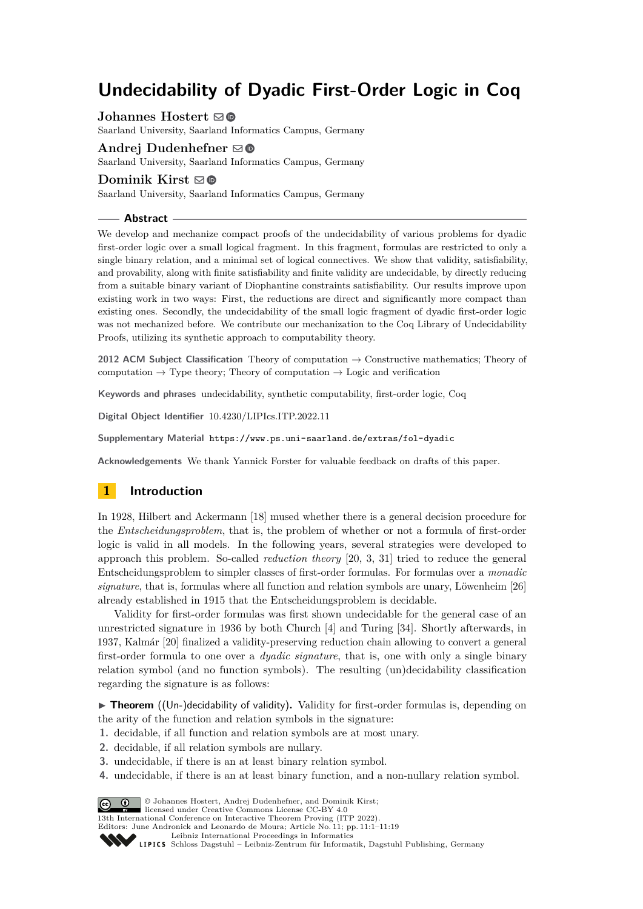# Undecidability of Dyadic First-Order Logic in Coq

**Johannes Hostert**
Saarland University, Saarland Informatics Campus, Germany

**Andrej Dudenhefner**
Saarland University, Saarland Informatics Campus, Germany

**Dominik Kirst**
Saarland University, Saarland Informatics Campus, Germany

## Abstract

We develop and mechanize compact proofs of the undecidability of various problems for dyadic first-order logic over a small logical fragment. In this fragment, formulas are restricted to only a single binary relation, and a minimal set of logical connectives. We show that validity, satisfiability, and provability, along with finite satisfiability and finite validity are undecidable, by directly reducing from a suitable binary variant of Diophantine constraints satisfiability. Our results improve upon existing work in two ways: First, the reductions are direct and significantly more compact than existing ones. Secondly, the undecidability of the small logic fragment of dyadic first-order logic was not mechanized before. We contribute our mechanization to the Coq Library of Undecidability Proofs, utilizing its synthetic approach to computability theory.

**2012 ACM Subject Classification** Theory of computation → Constructive mathematics; Theory of computation → Type theory; Theory of computation → Logic and verification

**Keywords and phrases** undecidability, synthetic computability, first-order logic, Coq

**Digital Object Identifier** 10.4230/LIPIcs.ITP.2022.11

**Supplementary Material** `https://www.ps.uni-saarland.de/extras/fol-dyadic`

**Acknowledgements** We thank Yannick Forster for valuable feedback on drafts of this paper.

## 1 Introduction

In 1928, Hilbert and Ackermann [18] mused whether there is a general decision procedure for the *Entscheidungsproblem*, that is, the problem of whether or not a formula of first-order logic is valid in all models. In the following years, several strategies were developed to approach this problem. So-called *reduction theory* [20, 3, 31] tried to reduce the general Entscheidungsproblem to simpler classes of first-order formulas. For formulas over a *monadic signature*, that is, formulas where all function and relation symbols are unary, Löwenheim [26] already established in 1915 that the Entscheidungsproblem is decidable.

Validity for first-order formulas was first shown undecidable for the general case of an unrestricted signature in 1936 by both Church [4] and Turing [34]. Shortly afterwards, in 1937, Kalmár [20] finalized a validity-preserving reduction chain allowing to convert a general first-order formula to one over a *dyadic signature*, that is, one with only a single binary relation symbol (and no function symbols). The resulting (un)decidability classification regarding the signature is as follows:

▶ **Theorem** ((Un-)decidability of validity)**.** Validity for first-order formulas is, depending on the arity of the function and relation symbols in the signature:

1. decidable, if all function and relation symbols are at most unary.
2. decidable, if all relation symbols are nullary.
3. undecidable, if there is an at least binary relation symbol.
4. undecidable, if there is an at least binary function, and a non-nullary relation symbol.

© Johannes Hostert, Andrej Dudenhefner, and Dominik Kirst; licensed under Creative Commons License CC-BY 4.0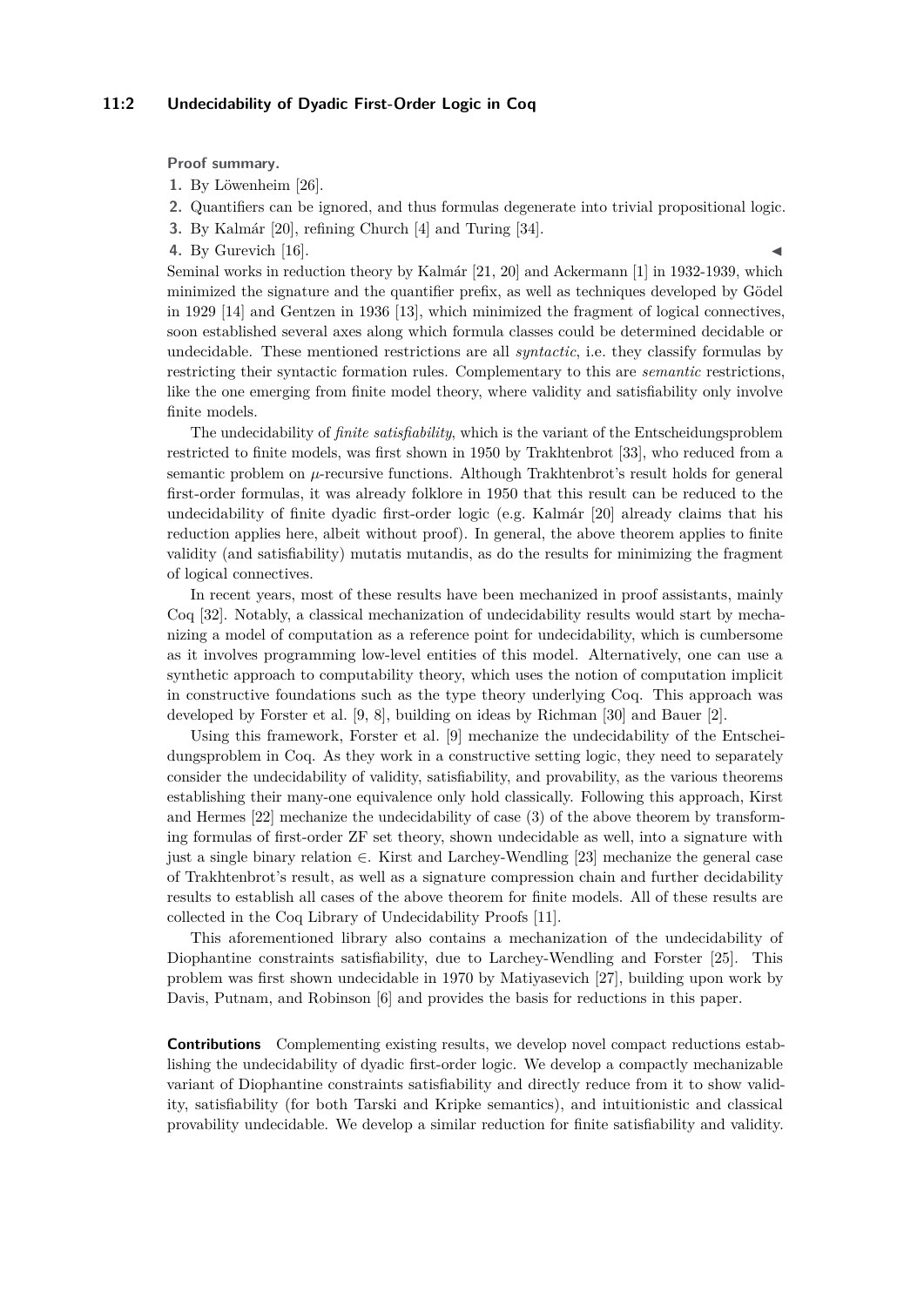**Proof summary.**

1. By Löwenheim [26].
2. Quantifiers can be ignored, and thus formulas degenerate into trivial propositional logic.
3. By Kalmár [20], refining Church [4] and Turing [34].
4. By Gurevich [16]. ◀

Seminal works in reduction theory by Kalmár [21, 20] and Ackermann [1] in 1932-1939, which minimized the signature and the quantifier prefix, as well as techniques developed by Gödel in 1929 [14] and Gentzen in 1936 [13], which minimized the fragment of logical connectives, soon established several axes along which formula classes could be determined decidable or undecidable. These mentioned restrictions are all *syntactic*, i.e. they classify formulas by restricting their syntactic formation rules. Complementary to this are *semantic* restrictions, like the one emerging from finite model theory, where validity and satisfiability only involve finite models.

The undecidability of *finite satisfiability*, which is the variant of the Entscheidungsproblem restricted to finite models, was first shown in 1950 by Trakhtenbrot [33], who reduced from a semantic problem on $\mu$-recursive functions. Although Trakhtenbrot's result holds for general first-order formulas, it was already folklore in 1950 that this result can be reduced to the undecidability of finite dyadic first-order logic (e.g. Kalmár [20] already claims that his reduction applies here, albeit without proof). In general, the above theorem applies to finite validity (and satisfiability) mutatis mutandis, as do the results for minimizing the fragment of logical connectives.

In recent years, most of these results have been mechanized in proof assistants, mainly Coq [32]. Notably, a classical mechanization of undecidability results would start by mechanizing a model of computation as a reference point for undecidability, which is cumbersome as it involves programming low-level entities of this model. Alternatively, one can use a synthetic approach to computability theory, which uses the notion of computation implicit in constructive foundations such as the type theory underlying Coq. This approach was developed by Forster et al. [9, 8], building on ideas by Richman [30] and Bauer [2].

Using this framework, Forster et al. [9] mechanize the undecidability of the Entscheidungsproblem in Coq. As they work in a constructive setting logic, they need to separately consider the undecidability of validity, satisfiability, and provability, as the various theorems establishing their many-one equivalence only hold classically. Following this approach, Kirst and Hermes [22] mechanize the undecidability of case (3) of the above theorem by transforming formulas of first-order ZF set theory, shown undecidable as well, into a signature with just a single binary relation $\in$. Kirst and Larchey-Wendling [23] mechanize the general case of Trakhtenbrot's result, as well as a signature compression chain and further decidability results to establish all cases of the above theorem for finite models. All of these results are collected in the Coq Library of Undecidability Proofs [11].

This aforementioned library also contains a mechanization of the undecidability of Diophantine constraints satisfiability, due to Larchey-Wendling and Forster [25]. This problem was first shown undecidable in 1970 by Matiyasevich [27], building upon work by Davis, Putnam, and Robinson [6] and provides the basis for reductions in this paper.

**Contributions** Complementing existing results, we develop novel compact reductions establishing the undecidability of dyadic first-order logic. We develop a compactly mechanizable variant of Diophantine constraints satisfiability and directly reduce from it to show validity, satisfiability (for both Tarski and Kripke semantics), and intuitionistic and classical provability undecidable. We develop a similar reduction for finite satisfiability and validity.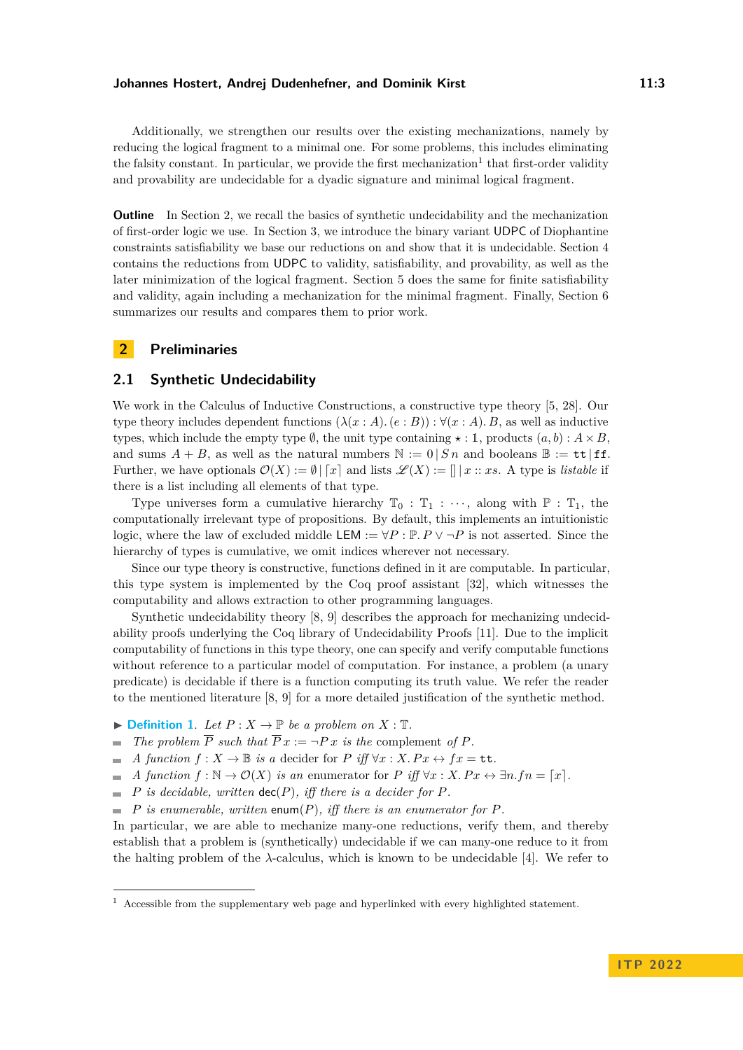Additionally, we strengthen our results over the existing mechanizations, namely by reducing the logical fragment to a minimal one. For some problems, this includes eliminating the falsity constant. In particular, we provide the first mechanization[1] that first-order validity and provability are undecidable for a dyadic signature and minimal logical fragment.

**Outline** In Section 2, we recall the basics of synthetic undecidability and the mechanization of first-order logic we use. In Section 3, we introduce the binary variant UDPC of Diophantine constraints satisfiability we base our reductions on and show that it is undecidable. Section 4 contains the reductions from UDPC to validity, satisfiability, and provability, as well as the later minimization of the logical fragment. Section 5 does the same for finite satisfiability and validity, again including a mechanization for the minimal fragment. Finally, Section 6 summarizes our results and compares them to prior work.

## 2 Preliminaries

### 2.1 Synthetic Undecidability

We work in the Calculus of Inductive Constructions, a constructive type theory [5, 28]. Our type theory includes dependent functions $(\lambda(x : A).\,(e : B)) : \forall(x : A).\,B$, as well as inductive types, which include the empty type $\emptyset$, the unit type containing $\star : \mathbb{1}$, products $(a, b) : A \times B$, and sums $A + B$, as well as the natural numbers $\mathbb{N} := 0 \mid S\,n$ and booleans $\mathbb{B} := \mathtt{tt} \mid \mathtt{ff}$. Further, we have optionals $\mathcal{O}(X) := \emptyset \mid \lceil x \rceil$ and lists $\mathscr{L}(X) := [\,] \mid x :: xs$. A type is *listable* if there is a list including all elements of that type.

Type universes form a cumulative hierarchy $\mathbb{T}_0 : \mathbb{T}_1 : \cdots$, along with $\mathbb{P} : \mathbb{T}_1$, the computationally irrelevant type of propositions. By default, this implements an intuitionistic logic, where the law of excluded middle $\mathsf{LEM} := \forall P : \mathbb{P}.\, P \vee \neg P$ is not asserted. Since the hierarchy of types is cumulative, we omit indices wherever not necessary.

Since our type theory is constructive, functions defined in it are computable. In particular, this type system is implemented by the Coq proof assistant [32], which witnesses the computability and allows extraction to other programming languages.

Synthetic undecidability theory [8, 9] describes the approach for mechanizing undecidability proofs underlying the Coq library of Undecidability Proofs [11]. Due to the implicit computability of functions in this type theory, one can specify and verify computable functions without reference to a particular model of computation. For instance, a problem (a unary predicate) is decidable if there is a function computing its truth value. We refer the reader to the mentioned literature [8, 9] for a more detailed justification of the synthetic method.

▶ **Definition 1.** *Let $P : X \to \mathbb{P}$ be a problem on $X : \mathbb{T}$.*

- *The problem $\overline{P}$ such that $\overline{P}\,x := \neg P\,x$ is the* complement *of $P$.*
- *A function $f : X \to \mathbb{B}$ is a* decider *for $P$ iff $\forall x : X.\, P\,x \leftrightarrow f\,x = \mathtt{tt}$.*
- *A function $f : \mathbb{N} \to \mathcal{O}(X)$ is an* enumerator *for $P$ iff $\forall x : X.\, P\,x \leftrightarrow \exists n.\, f\,n = \lceil x \rceil$.*
- *$P$ is decidable, written $\mathsf{dec}(P)$, iff there is a decider for $P$.*
- *$P$ is enumerable, written $\mathsf{enum}(P)$, iff there is an enumerator for $P$.*

In particular, we are able to mechanize many-one reductions, verify them, and thereby establish that a problem is (synthetically) undecidable if we can many-one reduce to it from the halting problem of the $\lambda$-calculus, which is known to be undecidable [4]. We refer to

[1] Accessible from the supplementary web page and hyperlinked with every highlighted statement.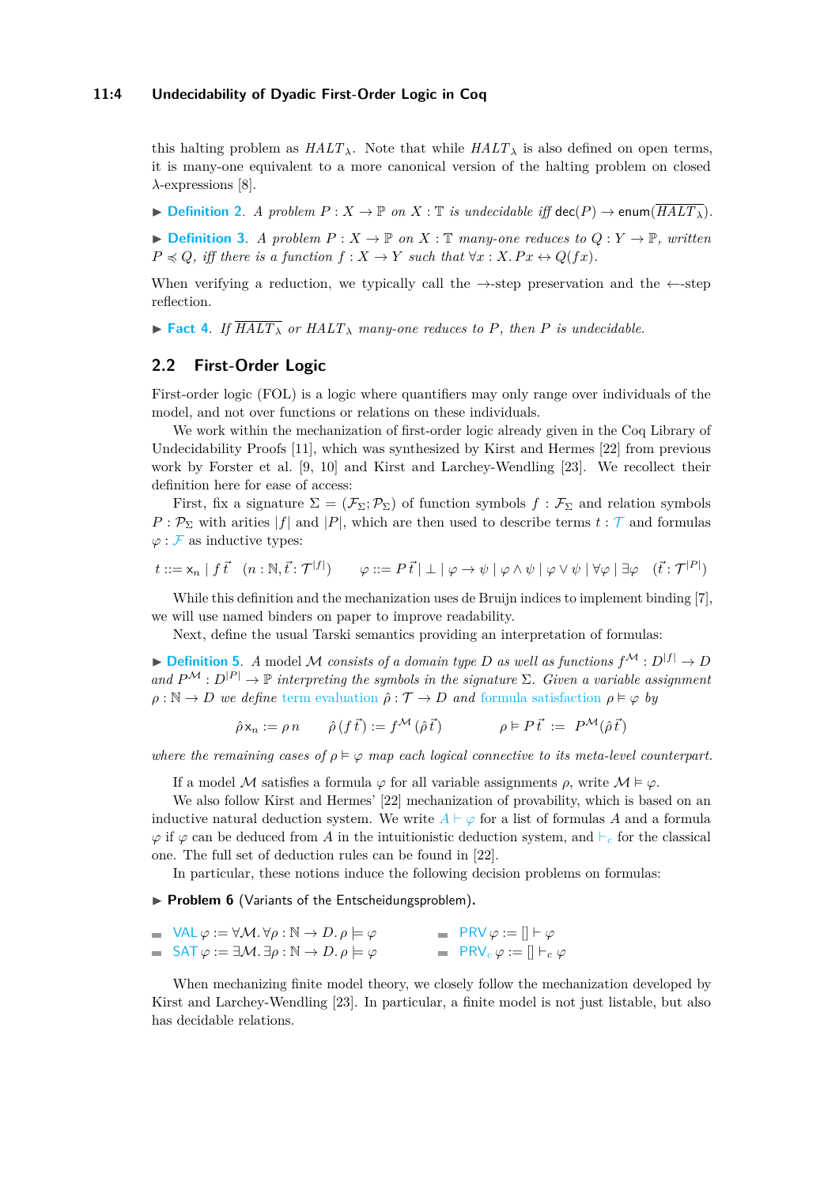this halting problem as $HALT_\lambda$. Note that while $HALT_\lambda$ is also defined on open terms, it is many-one equivalent to a more canonical version of the halting problem on closed $\lambda$-expressions [8].

▶ **Definition 2.** *A problem $P : X \to \mathbb{P}$ on $X : \mathbb{T}$ is undecidable iff* $\mathsf{dec}(P) \to \mathsf{enum}(\overline{HALT_\lambda})$*.*

▶ **Definition 3.** *A problem $P : X \to \mathbb{P}$ on $X : \mathbb{T}$ many-one reduces to $Q : Y \to \mathbb{P}$, written $P \preccurlyeq Q$, iff there is a function $f : X \to Y$ such that $\forall x : X.\, P x \leftrightarrow Q(f x)$.*

When verifying a reduction, we typically call the $\rightarrow$-step preservation and the $\leftarrow$-step reflection.

▶ **Fact 4.** *If $\overline{HALT_\lambda}$ or $HALT_\lambda$ many-one reduces to $P$, then $P$ is undecidable.*

## 2.2 First-Order Logic

First-order logic (FOL) is a logic where quantifiers may only range over individuals of the model, and not over functions or relations on these individuals.

We work within the mechanization of first-order logic already given in the Coq Library of Undecidability Proofs [11], which was synthesized by Kirst and Hermes [22] from previous work by Forster et al. [9, 10] and Kirst and Larchey-Wendling [23]. We recollect their definition here for ease of access:

First, fix a signature $\Sigma = (\mathcal{F}_\Sigma; \mathcal{P}_\Sigma)$ of function symbols $f : \mathcal{F}_\Sigma$ and relation symbols $P : \mathcal{P}_\Sigma$ with arities $|f|$ and $|P|$, which are then used to describe terms $t : \mathcal{T}$ and formulas $\varphi : \mathcal{F}$ as inductive types:

$$t ::= \mathsf{x}_n \mid f\,\vec{t} \quad (n : \mathbb{N}, \vec{t} : \mathcal{T}^{|f|}) \qquad \varphi ::= P\,\vec{t} \mid \bot \mid \varphi \to \psi \mid \varphi \land \psi \mid \varphi \lor \psi \mid \forall \varphi \mid \exists \varphi \quad (\vec{t} : \mathcal{T}^{|P|})$$

While this definition and the mechanization uses de Bruijn indices to implement binding [7], we will use named binders on paper to improve readability.

Next, define the usual Tarski semantics providing an interpretation of formulas:

▶ **Definition 5.** *A model $\mathcal{M}$ consists of a domain type $D$ as well as functions $f^{\mathcal{M}} : D^{|f|} \to D$ and $P^{\mathcal{M}} : D^{|P|} \to \mathbb{P}$ interpreting the symbols in the signature $\Sigma$. Given a variable assignment $\rho : \mathbb{N} \to D$ we define term evaluation $\hat{\rho} : \mathcal{T} \to D$ and formula satisfaction $\rho \vDash \varphi$ by*

$$\hat{\rho}\,\mathsf{x}_n := \rho\, n \qquad \hat{\rho}\,(f\,\vec{t}) := f^{\mathcal{M}}\,(\hat{\rho}\,\vec{t}) \qquad\qquad \rho \vDash P\,\vec{t} \;:=\; P^{\mathcal{M}}(\hat{\rho}\,\vec{t})$$

*where the remaining cases of $\rho \vDash \varphi$ map each logical connective to its meta-level counterpart.*

If a model $\mathcal{M}$ satisfies a formula $\varphi$ for all variable assignments $\rho$, write $\mathcal{M} \vDash \varphi$.

We also follow Kirst and Hermes' [22] mechanization of provability, which is based on an inductive natural deduction system. We write $A \vdash \varphi$ for a list of formulas $A$ and a formula $\varphi$ if $\varphi$ can be deduced from $A$ in the intuitionistic deduction system, and $\vdash_c$ for the classical one. The full set of deduction rules can be found in [22].

In particular, these notions induce the following decision problems on formulas:

▶ **Problem 6** (Variants of the Entscheidungsproblem)**.**

- $\mathsf{VAL}\,\varphi := \forall \mathcal{M}.\, \forall \rho : \mathbb{N} \to D.\, \rho \vDash \varphi$
- $\mathsf{SAT}\,\varphi := \exists \mathcal{M}.\, \exists \rho : \mathbb{N} \to D.\, \rho \vDash \varphi$
- $\mathsf{PRV}\,\varphi := [\,] \vdash \varphi$
- $\mathsf{PRV}_c\,\varphi := [\,] \vdash_c \varphi$

When mechanizing finite model theory, we closely follow the mechanization developed by Kirst and Larchey-Wendling [23]. In particular, a finite model is not just listable, but also has decidable relations.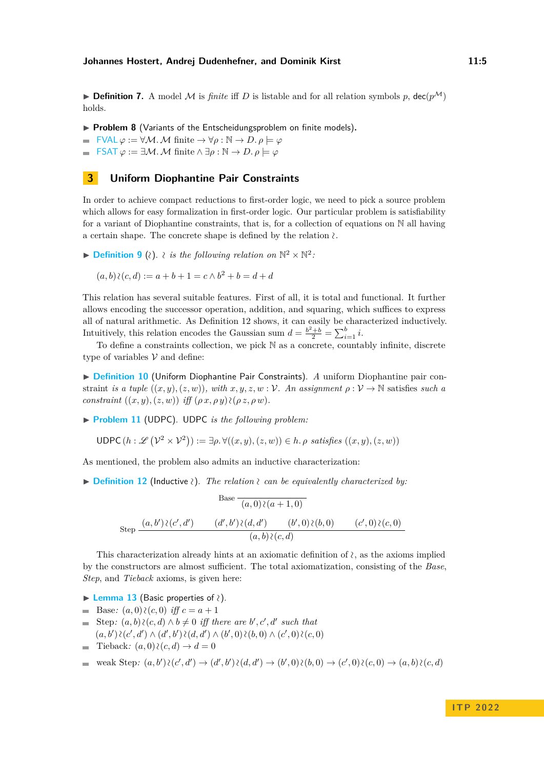▶ **Definition 7.** A model $\mathcal{M}$ is *finite* iff $D$ is listable and for all relation symbols $p$, $\mathsf{dec}(p^{\mathcal{M}})$ holds.

▶ **Problem 8** (Variants of the Entscheidungsproblem on finite models)**.**

- $\mathsf{FVAL}\ \varphi := \forall \mathcal{M}.\ \mathcal{M}$ finite $\to \forall \rho : \mathbb{N} \to D.\ \rho \models \varphi$
- $\mathsf{FSAT}\ \varphi := \exists \mathcal{M}.\ \mathcal{M}$ finite $\wedge \exists \rho : \mathbb{N} \to D.\ \rho \models \varphi$

# 3 Uniform Diophantine Pair Constraints

In order to achieve compact reductions to first-order logic, we need to pick a source problem which allows for easy formalization in first-order logic. Our particular problem is satisfiability for a variant of Diophantine constraints, that is, for a collection of equations on $\mathbb{N}$ all having a certain shape. The concrete shape is defined by the relation $\wr$.

▶ **Definition 9** ($\wr$)**.** *$\wr$ is the following relation on $\mathbb{N}^2 \times \mathbb{N}^2$:*

$$(a, b) \wr (c, d) := a + b + 1 = c \wedge b^2 + b = d + d$$

This relation has several suitable features. First of all, it is total and functional. It further allows encoding the successor operation, addition, and squaring, which suffices to express all of natural arithmetic. As Definition 12 shows, it can easily be characterized inductively. Intuitively, this relation encodes the Gaussian sum $d = \frac{b^2+b}{2} = \sum_{i=1}^{b} i$.

To define a constraints collection, we pick $\mathbb{N}$ as a concrete, countably infinite, discrete type of variables $\mathcal{V}$ and define:

▶ **Definition 10** (Uniform Diophantine Pair Constraints)**.** *A* uniform Diophantine pair constraint *is a tuple* $((x, y), (z, w))$*, with* $x, y, z, w : \mathcal{V}$*. An assignment* $\rho : \mathcal{V} \to \mathbb{N}$ satisfies *such a constraint* $((x, y), (z, w))$ *iff* $(\rho\, x, \rho\, y) \wr (\rho\, z, \rho\, w)$*.*

▶ **Problem 11** (UDPC)**.** UDPC *is the following problem:*

$$\mathsf{UDPC}\,(h : \mathscr{L}\left(\mathcal{V}^2 \times \mathcal{V}^2\right)) := \exists \rho. \forall ((x, y), (z, w)) \in h.\ \rho \text{ satisfies } ((x, y), (z, w))$$

As mentioned, the problem also admits an inductive characterization:

▶ **Definition 12** (Inductive $\wr$)**.** *The relation $\wr$ can be equivalently characterized by:*

$$\text{Base}\ \frac{}{(a, 0) \wr (a + 1, 0)}$$

$$\text{Step}\ \frac{(a, b') \wr (c', d') \qquad (d', b') \wr (d, d') \qquad (b', 0) \wr (b, 0) \qquad (c', 0) \wr (c, 0)}{(a, b) \wr (c, d)}$$

This characterization already hints at an axiomatic definition of $\wr$, as the axioms implied by the constructors are almost sufficient. The total axiomatization, consisting of the *Base*, *Step*, and *Tieback* axioms, is given here:

▶ **Lemma 13** (Basic properties of $\wr$)**.**

- Base*:* $(a, 0) \wr (c, 0)$ *iff* $c = a + 1$
- Step*:* $(a, b) \wr (c, d) \wedge b \neq 0$ *iff there are* $b', c', d'$ *such that* $(a, b') \wr (c', d') \wedge (d', b') \wr (d, d') \wedge (b', 0) \wr (b, 0) \wedge (c', 0) \wr (c, 0)$
- Tieback*:* $(a, 0) \wr (c, d) \to d = 0$
- weak Step*:* $(a, b') \wr (c', d') \to (d', b') \wr (d, d') \to (b', 0) \wr (b, 0) \to (c', 0) \wr (c, 0) \to (a, b) \wr (c, d)$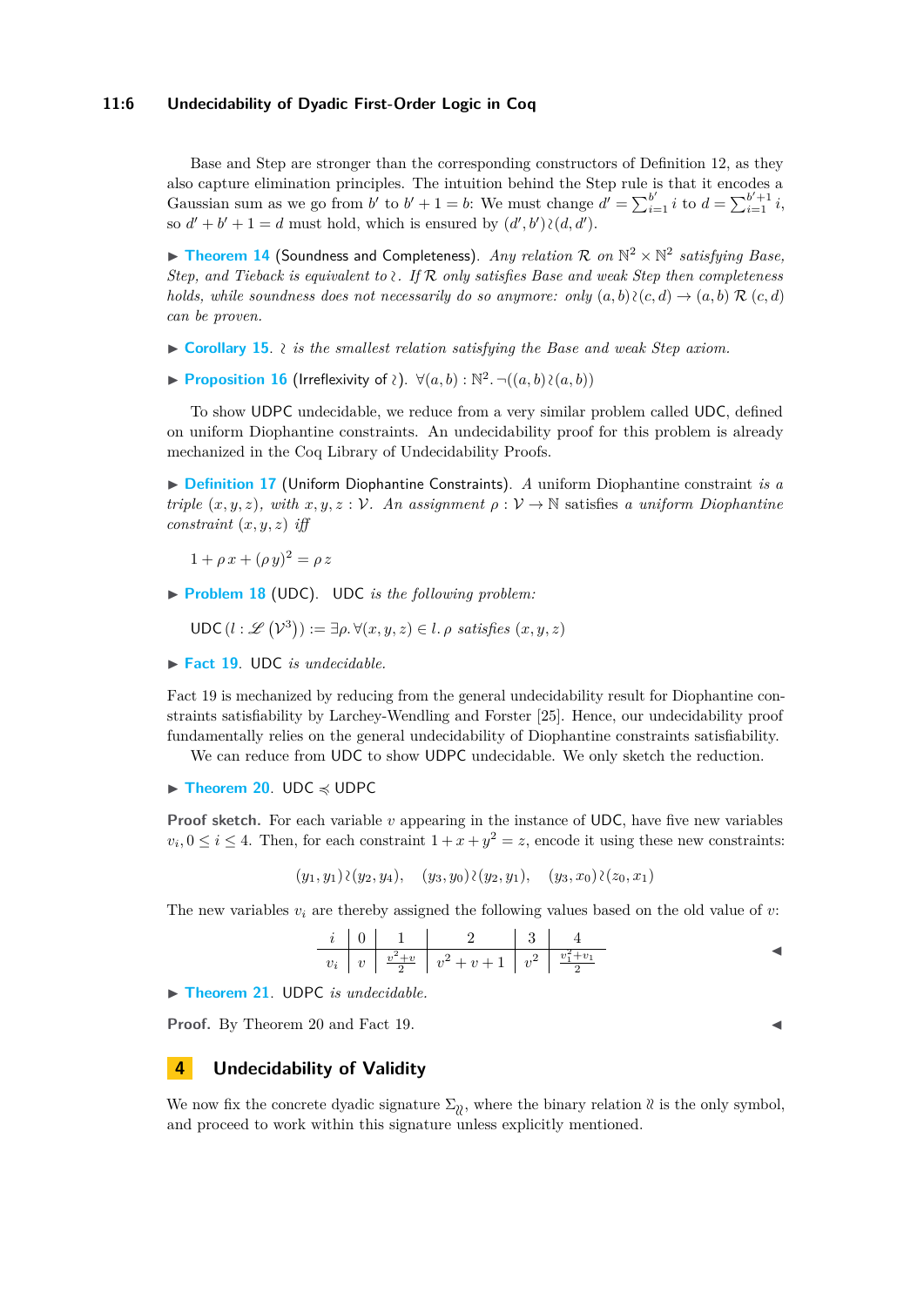Base and Step are stronger than the corresponding constructors of Definition 12, as they also capture elimination principles. The intuition behind the Step rule is that it encodes a Gaussian sum as we go from $b'$ to $b'+1=b$: We must change $d' = \sum_{i=1}^{b'} i$ to $d = \sum_{i=1}^{b'+1} i$, so $d' + b' + 1 = d$ must hold, which is ensured by $(d', b') \wr (d, d')$.

▶ **Theorem 14** (Soundness and Completeness). *Any relation $\mathcal{R}$ on $\mathbb{N}^2 \times \mathbb{N}^2$ satisfying Base, Step, and Tieback is equivalent to $\wr$. If $\mathcal{R}$ only satisfies Base and weak Step then completeness holds, while soundness does not necessarily do so anymore: only $(a, b) \wr (c, d) \to (a, b)\,\mathcal{R}\,(c, d)$ can be proven.*

▶ **Corollary 15.** *$\wr$ is the smallest relation satisfying the Base and weak Step axiom.*

▶ **Proposition 16** (Irreflexivity of $\wr$). $\forall (a, b) : \mathbb{N}^2. \neg((a, b) \wr (a, b))$

To show UDPC undecidable, we reduce from a very similar problem called UDC, defined on uniform Diophantine constraints. An undecidability proof for this problem is already mechanized in the Coq Library of Undecidability Proofs.

▶ **Definition 17** (Uniform Diophantine Constraints). *A* uniform Diophantine constraint *is a triple $(x, y, z)$, with $x, y, z : \mathcal{V}$. An assignment $\rho : \mathcal{V} \to \mathbb{N}$* satisfies *a* uniform Diophantine constraint *$(x, y, z)$ iff*

$$1 + \rho\, x + (\rho\, y)^2 = \rho\, z$$

▶ **Problem 18** (UDC). UDC *is the following problem:*

$$\mathsf{UDC}\,(l : \mathscr{L}\,(\mathcal{V}^3)) := \exists \rho. \forall (x, y, z) \in l.\ \rho \text{ satisfies } (x, y, z)$$

▶ **Fact 19.** UDC *is undecidable.*

Fact 19 is mechanized by reducing from the general undecidability result for Diophantine constraints satisfiability by Larchey-Wendling and Forster [25]. Hence, our undecidability proof fundamentally relies on the general undecidability of Diophantine constraints satisfiability.

We can reduce from UDC to show UDPC undecidable. We only sketch the reduction.

▶ **Theorem 20.** UDC $\preccurlyeq$ UDPC

**Proof sketch.** For each variable $v$ appearing in the instance of UDC, have five new variables $v_i, 0 \le i \le 4$. Then, for each constraint $1 + x + y^2 = z$, encode it using these new constraints:

$$(y_1, y_1) \wr (y_2, y_4), \quad (y_3, y_0) \wr (y_2, y_1), \quad (y_3, x_0) \wr (z_0, x_1)$$

The new variables $v_i$ are thereby assigned the following values based on the old value of $v$:

| $i$ | 0 | 1 | 2 | 3 | 4 |
|---|---|---|---|---|---|
| $v_i$ | $v$ | $\frac{v^2+v}{2}$ | $v^2+v+1$ | $v^2$ | $\frac{v_1^2+v_1}{2}$ |

◀

▶ **Theorem 21.** UDPC *is undecidable.*

**Proof.** By Theorem 20 and Fact 19. ◀

# 4 Undecidability of Validity

We now fix the concrete dyadic signature $\Sigma_{\wr\wr}$, where the binary relation $\wr\wr$ is the only symbol, and proceed to work within this signature unless explicitly mentioned.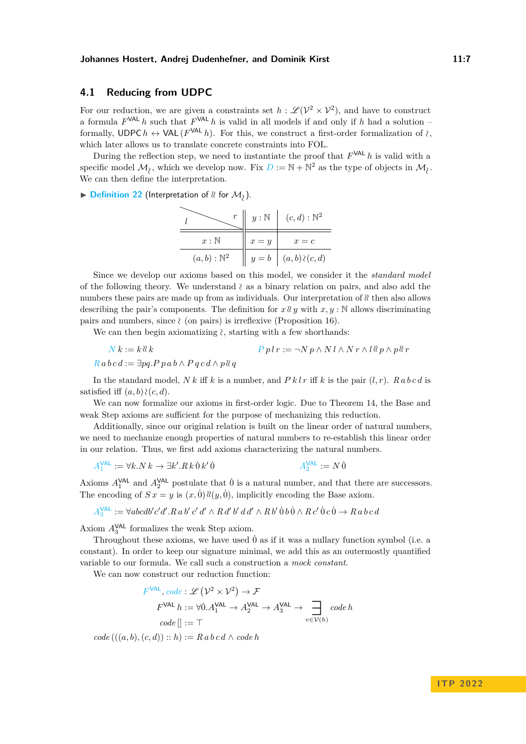## 4.1 Reducing from UDPC

For our reduction, we are given a constraints set $h : \mathscr{L}(\mathcal{V}^2 \times \mathcal{V}^2)$, and have to construct a formula $F^{\mathsf{VAL}}\, h$ such that $F^{\mathsf{VAL}}\, h$ is valid in all models if and only if $h$ had a solution – formally, $\mathsf{UDPC}\, h \leftrightarrow \mathsf{VAL}\,(F^{\mathsf{VAL}}\, h)$. For this, we construct a first-order formalization of $\wr$, which later allows us to translate concrete constraints into FOL.

During the reflection step, we need to instantiate the proof that $F^{\mathsf{VAL}}\, h$ is valid with a specific model $\mathcal{M}_\wr$, which we develop now. Fix $D := \mathbb{N} + \mathbb{N}^2$ as the type of objects in $\mathcal{M}_\wr$. We can then define the interpretation.

▶ **Definition 22** (Interpretation of $\wr\!\wr$ for $\mathcal{M}_\wr$).

| $l$ \ $r$ | $y : \mathbb{N}$ | $(c,d) : \mathbb{N}^2$ |
|---|---|---|
| $x : \mathbb{N}$ | $x = y$ | $x = c$ |
| $(a,b) : \mathbb{N}^2$ | $y = b$ | $(a,b) \wr (c,d)$ |

Since we develop our axioms based on this model, we consider it the *standard model* of the following theory. We understand $\wr$ as a binary relation on pairs, and also add the numbers these pairs are made up from as individuals. Our interpretation of $\wr\!\wr$ then also allows describing the pair's components. The definition for $x \wr\!\wr y$ with $x, y : \mathbb{N}$ allows discriminating pairs and numbers, since $\wr$ (on pairs) is irreflexive (Proposition 16).

We can then begin axiomatizing $\wr$, starting with a few shorthands:

$$N\, k := k \wr\!\wr k \qquad\qquad P\, p\, l\, r := \neg N\, p \wedge N\, l \wedge N\, r \wedge l \wr\!\wr p \wedge p \wr\!\wr r$$

$$R\, a\, b\, c\, d := \exists pq. P\, p\, a\, b \wedge P\, q\, c\, d \wedge p \wr\!\wr q$$

In the standard model, $N\, k$ iff $k$ is a number, and $P\, k\, l\, r$ iff $k$ is the pair $(l, r)$. $R\, a\, b\, c\, d$ is satisfied iff $(a,b) \wr (c,d)$.

We can now formalize our axioms in first-order logic. Due to Theorem 14, the Base and weak Step axioms are sufficient for the purpose of mechanizing this reduction.

Additionally, since our original relation is built on the linear order of natural numbers, we need to mechanize enough properties of natural numbers to re-establish this linear order in our relation. Thus, we first add axioms characterizing the natural numbers.

$$A_1^{\mathsf{VAL}} := \forall k. N\, k \rightarrow \exists k'. R\, k\, \dot{0}\, k'\, \dot{0} \qquad\qquad A_2^{\mathsf{VAL}} := N\, \dot{0}$$

Axioms $A_1^{\mathsf{VAL}}$ and $A_2^{\mathsf{VAL}}$ postulate that $\dot{0}$ is a natural number, and that there are successors. The encoding of $S\, x = y$ is $(x, \dot{0}) \wr\!\wr (y, \dot{0})$, implicitly encoding the Base axiom.

$$A_3^{\mathsf{VAL}} := \forall abcdb'c'd'. R\, a\, b'\, c'\, d' \wedge R\, d'\, b'\, d\, d' \wedge R\, b'\, \dot{0}\, b\, \dot{0} \wedge R\, c'\, \dot{0}\, c\, \dot{0} \rightarrow R\, a\, b\, c\, d$$

Axiom $A_3^{\mathsf{VAL}}$ formalizes the weak Step axiom.

Throughout these axioms, we have used $\dot{0}$ as if it was a nullary function symbol (i.e. a constant). In order to keep our signature minimal, we add this as an outermostly quantified variable to our formula. We call such a construction a *mock constant*.

We can now construct our reduction function:

$$F^{\mathsf{VAL}}, \mathit{code} : \mathscr{L}\left(\mathcal{V}^2 \times \mathcal{V}^2\right) \rightarrow \mathcal{F}$$

$$F^{\mathsf{VAL}}\, h := \forall \dot{0}. A_1^{\mathsf{VAL}} \rightarrow A_2^{\mathsf{VAL}} \rightarrow A_3^{\mathsf{VAL}} \rightarrow \underset{v \in \mathcal{V}(h)}{\exists} \mathit{code}\, h$$

$$\mathit{code}\, [\,] := \top$$

$$\mathit{code}\, (((a,b),(c,d)) :: h) := R\, a\, b\, c\, d \wedge \mathit{code}\, h$$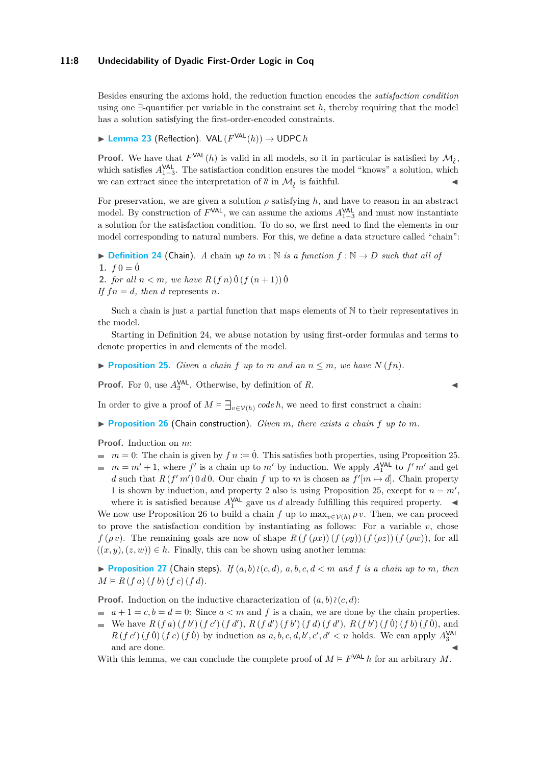Besides ensuring the axioms hold, the reduction function encodes the *satisfaction condition* using one $\exists$-quantifier per variable in the constraint set $h$, thereby requiring that the model has a solution satisfying the first-order-encoded constraints.

▶ **Lemma 23** (Reflection). $\mathsf{VAL}\,(F^{\mathsf{VAL}}(h)) \to \mathsf{UDPC}\,h$

**Proof.** We have that $F^{\mathsf{VAL}}(h)$ is valid in all models, so it in particular is satisfied by $\mathcal{M}_{\wr}$, which satisfies $A^{\mathsf{VAL}}_{1-3}$. The satisfaction condition ensures the model "knows" a solution, which we can extract since the interpretation of $\wr$ in $\mathcal{M}_{\wr}$ is faithful. ◀

For preservation, we are given a solution $\rho$ satisfying $h$, and have to reason in an abstract model. By construction of $F^{\mathsf{VAL}}$, we can assume the axioms $A^{\mathsf{VAL}}_{1-3}$ and must now instantiate a solution for the satisfaction condition. To do so, we first need to find the elements in our model corresponding to natural numbers. For this, we define a data structure called "chain":

▶ **Definition 24** (Chain). *A chain up to $m : \mathbb{N}$ is a function $f : \mathbb{N} \to D$ such that all of*

1. $f\,0 = \dot{0}$
2. *for all $n < m$, we have $R\,(f\,n)\,\dot{0}\,(f\,(n+1))\,\dot{0}$*

*If $f\,n = d$, then $d$ represents $n$.*

Such a chain is just a partial function that maps elements of $\mathbb{N}$ to their representatives in the model.

Starting in Definition 24, we abuse notation by using first-order formulas and terms to denote properties in and elements of the model.

▶ **Proposition 25.** *Given a chain $f$ up to $m$ and an $n \le m$, we have $N\,(f n)$.*

**Proof.** For 0, use $A^{\mathsf{VAL}}_2$. Otherwise, by definition of $R$. ◀

In order to give a proof of $M \vDash \exists_{v \in \mathcal{V}(h)}\, code\, h$, we need to first construct a chain:

▶ **Proposition 26** (Chain construction). *Given $m$, there exists a chain $f$ up to $m$.*

**Proof.** Induction on $m$:

- $m = 0$: The chain is given by $f\,n := \dot{0}$. This satisfies both properties, using Proposition 25.
- $m = m' + 1$, where $f'$ is a chain up to $m'$ by induction. We apply $A^{\mathsf{VAL}}_1$ to $f'\,m'$ and get $d$ such that $R\,(f'\,m')\,0\,d\,0$. Our chain $f$ up to $m$ is chosen as $f'[m \mapsto d]$. Chain property 1 is shown by induction, and property 2 also is using Proposition 25, except for $n = m'$, where it is satisfied because $A^{\mathsf{VAL}}_1$ gave us $d$ already fulfilling this required property. ◀

We now use Proposition 26 to build a chain $f$ up to $\max_{v \in \mathcal{V}(h)} \rho\, v$. Then, we can proceed to prove the satisfaction condition by instantiating as follows: For a variable $v$, chose $f\,(\rho\,v)$. The remaining goals are now of shape $R\,(f\,(\rho x))\,(f\,(\rho y))\,(f\,(\rho z))\,(f\,(\rho w))$, for all $((x,y),(z,w)) \in h$. Finally, this can be shown using another lemma:

▶ **Proposition 27** (Chain steps). *If $(a,b) \wr (c,d)$, $a,b,c,d < m$ and $f$ is a chain up to $m$, then $M \vDash R\,(f\,a)\,(f\,b)\,(f\,c)\,(f\,d)$.*

**Proof.** Induction on the inductive characterization of $(a,b) \wr (c,d)$:

- $a + 1 = c, b = d = 0$: Since $a < m$ and $f$ is a chain, we are done by the chain properties.
- We have $R\,(f\,a)\,(f\,b')\,(f\,c')\,(f\,d')$, $R\,(f\,d')\,(f\,b')\,(f\,d)\,(f\,d')$, $R\,(f\,b')\,(f\,\dot{0})\,(f\,b)\,(f\,\dot{0})$, and $R\,(f\,c')\,(f\,\dot{0})\,(f\,c)\,(f\,\dot{0})$ by induction as $a,b,c,d,b',c',d' < n$ holds. We can apply $A^{\mathsf{VAL}}_3$ and are done. ◀

With this lemma, we can conclude the complete proof of $M \vDash F^{\mathsf{VAL}}\,h$ for an arbitrary $M$.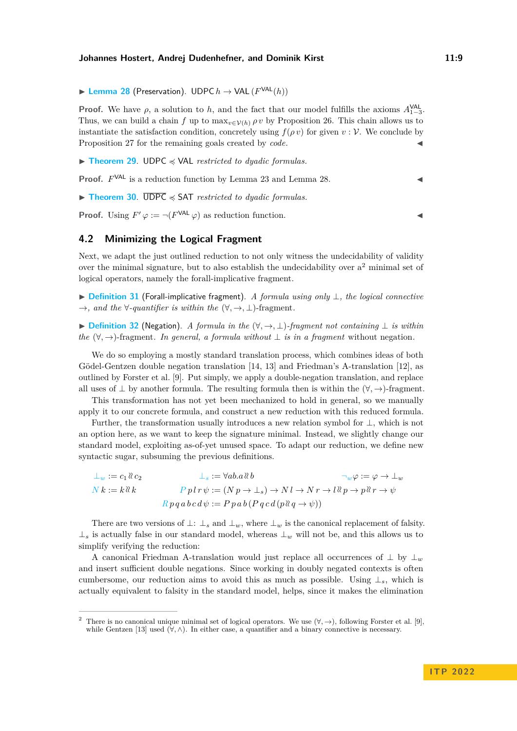▶ **Lemma 28** (Preservation). $\mathsf{UDPC}\, h \to \mathsf{VAL}\, (F^{\mathsf{VAL}}(h))$

**Proof.** We have $\rho$, a solution to $h$, and the fact that our model fulfills the axioms $A^{\mathsf{VAL}}_{1-3}$. Thus, we can build a chain $f$ up to $\max_{v \in \mathcal{V}(h)} \rho\, v$ by Proposition 26. This chain allows us to instantiate the satisfaction condition, concretely using $f(\rho\, v)$ for given $v : \mathcal{V}$. We conclude by Proposition 27 for the remaining goals created by *code*. ◀

▶ **Theorem 29.** $\mathsf{UDPC} \preccurlyeq \mathsf{VAL}$ *restricted to dyadic formulas.*

**Proof.** $F^{\mathsf{VAL}}$ is a reduction function by Lemma 23 and Lemma 28. ◀

▶ **Theorem 30.** $\overline{\mathsf{UDPC}} \preccurlyeq \mathsf{SAT}$ *restricted to dyadic formulas.*

**Proof.** Using $F'\, \varphi := \neg(F^{\mathsf{VAL}}\, \varphi)$ as reduction function. ◀

## 4.2 Minimizing the Logical Fragment

Next, we adapt the just outlined reduction to not only witness the undecidability of validity over the minimal signature, but to also establish the undecidability over a[2] minimal set of logical operators, namely the forall-implicative fragment.

▶ **Definition 31** (Forall-implicative fragment). *A formula using only $\bot$, the logical connective $\to$, and the $\forall$-quantifier is within the $(\forall, \to, \bot)$-fragment.*

▶ **Definition 32** (Negation). *A formula in the $(\forall, \to, \bot)$-fragment not containing $\bot$ is within the $(\forall, \to)$-fragment. In general, a formula without $\bot$ is in a fragment* without negation.

We do so employing a mostly standard translation process, which combines ideas of both Gödel-Gentzen double negation translation [14, 13] and Friedman's A-translation [12], as outlined by Forster et al. [9]. Put simply, we apply a double-negation translation, and replace all uses of $\bot$ by another formula. The resulting formula then is within the $(\forall, \to)$-fragment.

This transformation has not yet been mechanized to hold in general, so we manually apply it to our concrete formula, and construct a new reduction with this reduced formula.

Further, the transformation usually introduces a new relation symbol for $\bot$, which is not an option here, as we want to keep the signature minimal. Instead, we slightly change our standard model, exploiting as-of-yet unused space. To adapt our reduction, we define new syntactic sugar, subsuming the previous definitions.

$$\bot_w := c_1 \between c_2 \qquad \bot_s := \forall ab.\, a \between b \qquad \neg_w \varphi := \varphi \to \bot_w$$

$$N\, k := k \between k \qquad P\, p\, l\, r\, \psi := (N\, p \to \bot_s) \to N\, l \to N\, r \to l \between p \to p \between r \to \psi$$

$$R\, p\, q\, a\, b\, c\, d\, \psi := P\, p\, a\, b\, (P\, q\, c\, d\, (p \between q \to \psi))$$

There are two versions of $\bot$: $\bot_s$ and $\bot_w$, where $\bot_w$ is the canonical replacement of falsity. $\bot_s$ is actually false in our standard model, whereas $\bot_w$ will not be, and this allows us to simplify verifying the reduction:

A canonical Friedman A-translation would just replace all occurrences of $\bot$ by $\bot_w$ and insert sufficient double negations. Since working in doubly negated contexts is often cumbersome, our reduction aims to avoid this as much as possible. Using $\bot_s$, which is actually equivalent to falsity in the standard model, helps, since it makes the elimination

[2] There is no canonical unique minimal set of logical operators. We use $(\forall, \to)$, following Forster et al. [9], while Gentzen [13] used $(\forall, \land)$. In either case, a quantifier and a binary connective is necessary.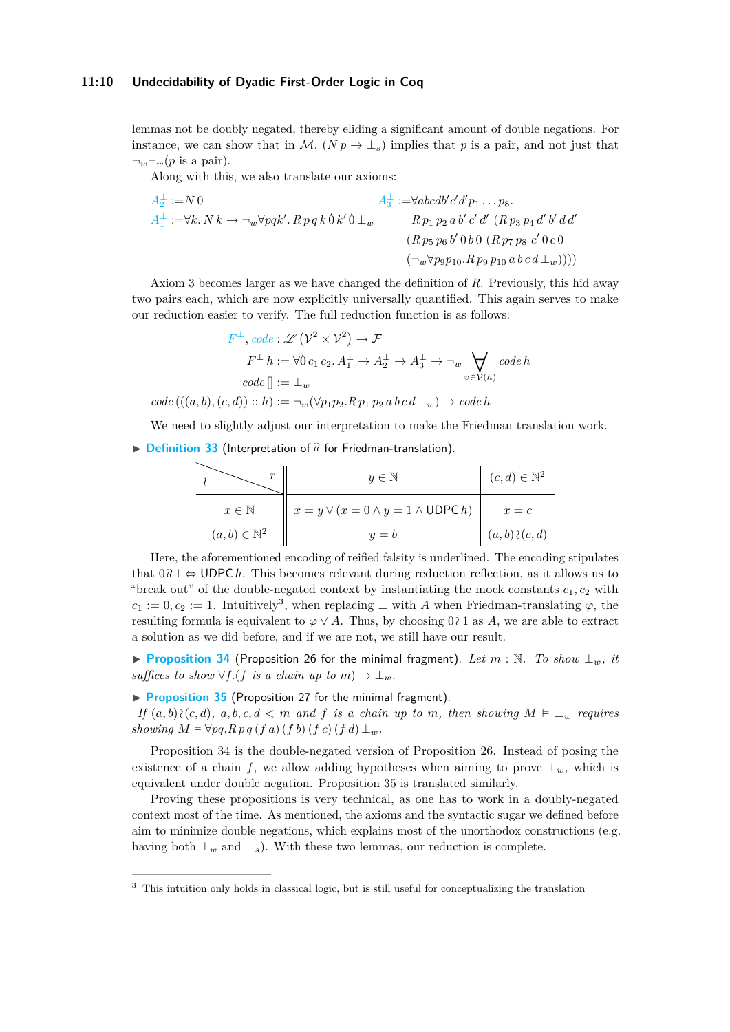lemmas not be doubly negated, thereby eliding a significant amount of double negations. For instance, we can show that in $\mathcal{M}$, $(N\,p \to \bot_s)$ implies that $p$ is a pair, and not just that $\neg_w\neg_w(p$ is a pair$)$.

Along with this, we also translate our axioms:

$$A_2^{\bot} := N\,0 \qquad A_1^{\bot} := \forall k.\, N\,k \to \neg_w \forall pqk'.\, R\,p\,q\,k\,\dot{0}\,k'\,\dot{0}\,\bot_w$$

$$\begin{aligned} A_3^{\bot} := \forall abcdb'c'd'p_1 \dots p_8.\ & R\,p_1\,p_2\,a\,b'\,c'\,d'\ (R\,p_3\,p_4\,d'\,b'\,d\,d' \\ & (R\,p_5\,p_6\,b'\,0\,b\,0\ (R\,p_7\,p_8\ c'\,0\,c\,0 \\ & (\neg_w \forall p_9 p_{10}.R\,p_9\,p_{10}\,a\,b\,c\,d\,\bot_w)))) \end{aligned}$$

Axiom 3 becomes larger as we have changed the definition of $R$. Previously, this hid away two pairs each, which are now explicitly universally quantified. This again serves to make our reduction easier to verify. The full reduction function is as follows:

$$F^{\bot}, code : \mathscr{L}\,(\mathcal{V}^2 \times \mathcal{V}^2) \to \mathcal{F}$$

$$F^{\bot}\,h := \forall \dot{0}\,c_1\,c_2.\, A_1^{\bot} \to A_2^{\bot} \to A_3^{\bot} \to \neg_w \bigvee_{v \in \mathcal{V}(h)} code\,h$$

$$code\,[] := \bot_w$$

$$code\,(((a,b),(c,d)) :: h) := \neg_w(\forall p_1 p_2.R\,p_1\,p_2\,a\,b\,c\,d\,\bot_w) \to code\,h$$

We need to slightly adjust our interpretation to make the Friedman translation work.

▶ **Definition 33** (Interpretation of ≀ for Friedman-translation).

| $l$ \ $r$ | $y \in \mathbb{N}$ | $(c,d) \in \mathbb{N}^2$ |
|---|---|---|
| $x \in \mathbb{N}$ | $x = y \vee \underline{(x = 0 \wedge y = 1 \wedge \mathsf{UDPC}\,h)}$ | $x = c$ |
| $(a,b) \in \mathbb{N}^2$ | $y = b$ | $(a,b) \wr (c,d)$ |

Here, the aforementioned encoding of reified falsity is underlined. The encoding stipulates that $0 \wr 1 \Leftrightarrow \mathsf{UDPC}\,h$. This becomes relevant during reduction reflection, as it allows us to "break out" of the double-negated context by instantiating the mock constants $c_1, c_2$ with $c_1 := 0, c_2 := 1$. Intuitively[3], when replacing $\bot$ with $A$ when Friedman-translating $\varphi$, the resulting formula is equivalent to $\varphi \vee A$. Thus, by choosing $0 \wr 1$ as $A$, we are able to extract a solution as we did before, and if we are not, we still have our result.

▶ **Proposition 34** (Proposition 26 for the minimal fragment). *Let $m : \mathbb{N}$. To show $\bot_w$, it suffices to show $\forall f.(f$ is a chain up to $m) \to \bot_w$.*

▶ **Proposition 35** (Proposition 27 for the minimal fragment). *If $(a,b) \wr (c,d)$, $a,b,c,d < m$ and $f$ is a chain up to $m$, then showing $M \vDash \bot_w$ requires showing $M \vDash \forall pq.R\,p\,q\,(f\,a)\,(f\,b)\,(f\,c)\,(f\,d)\,\bot_w$.*

Proposition 34 is the double-negated version of Proposition 26. Instead of posing the existence of a chain $f$, we allow adding hypotheses when aiming to prove $\bot_w$, which is equivalent under double negation. Proposition 35 is translated similarly.

Proving these propositions is very technical, as one has to work in a doubly-negated context most of the time. As mentioned, the axioms and the syntactic sugar we defined before aim to minimize double negations, which explains most of the unorthodox constructions (e.g. having both $\bot_w$ and $\bot_s$). With these two lemmas, our reduction is complete.

---

[3] This intuition only holds in classical logic, but is still useful for conceptualizing the translation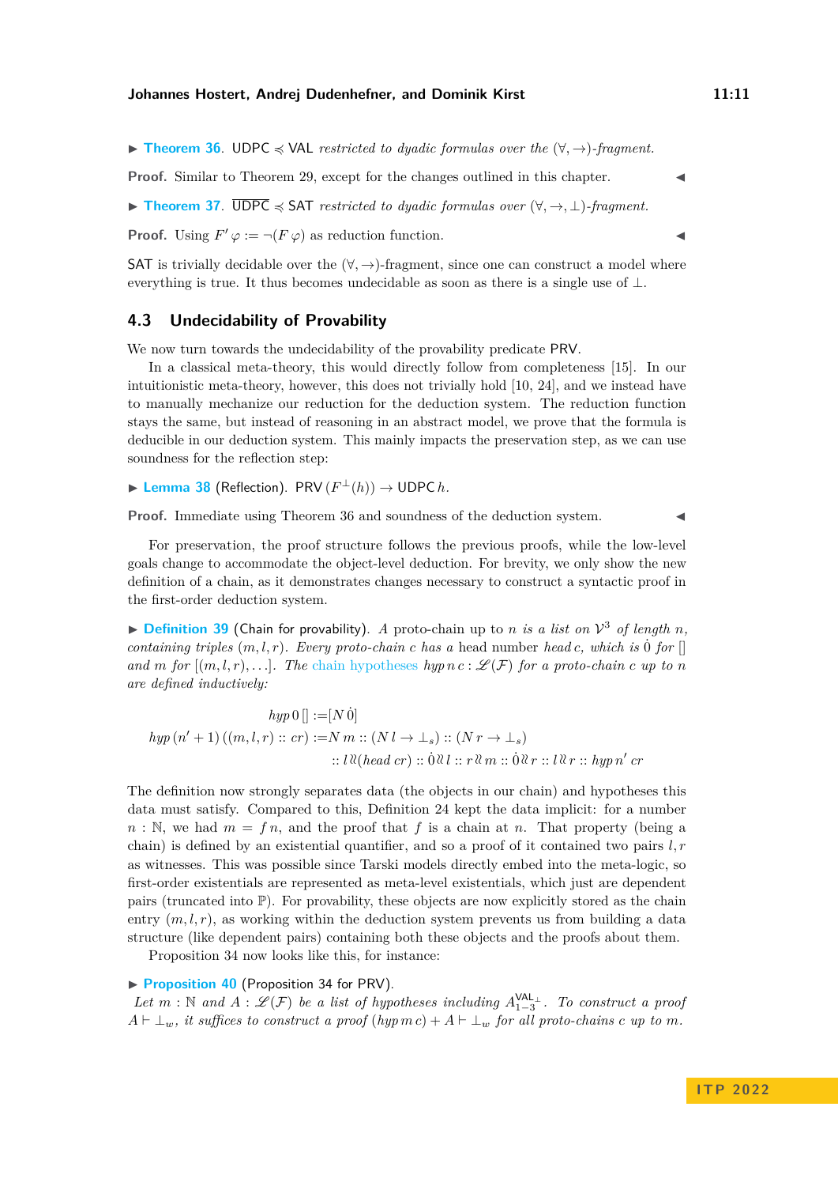▶ **Theorem 36.** UDPC $\preccurlyeq$ VAL *restricted to dyadic formulas over the* $(\forall, \rightarrow)$*-fragment.*

**Proof.** Similar to Theorem 29, except for the changes outlined in this chapter. ◀

▶ **Theorem 37.** $\overline{\text{UDPC}} \preccurlyeq$ SAT *restricted to dyadic formulas over* $(\forall, \rightarrow, \bot)$*-fragment.*

**Proof.** Using $F' \varphi := \neg(F \varphi)$ as reduction function. ◀

SAT is trivially decidable over the $(\forall, \rightarrow)$-fragment, since one can construct a model where everything is true. It thus becomes undecidable as soon as there is a single use of $\bot$.

## 4.3 Undecidability of Provability

We now turn towards the undecidability of the provability predicate PRV.

In a classical meta-theory, this would directly follow from completeness [15]. In our intuitionistic meta-theory, however, this does not trivially hold [10, 24], and we instead have to manually mechanize our reduction for the deduction system. The reduction function stays the same, but instead of reasoning in an abstract model, we prove that the formula is deducible in our deduction system. This mainly impacts the preservation step, as we can use soundness for the reflection step:

▶ **Lemma 38** (Reflection). $\mathsf{PRV}\,(F^{\bot}(h)) \rightarrow \mathsf{UDPC}\,h$.

**Proof.** Immediate using Theorem 36 and soundness of the deduction system. ◀

For preservation, the proof structure follows the previous proofs, while the low-level goals change to accommodate the object-level deduction. For brevity, we only show the new definition of a chain, as it demonstrates changes necessary to construct a syntactic proof in the first-order deduction system.

▶ **Definition 39** (Chain for provability). *A* proto-chain up to $n$ *is a list on* $\mathcal{V}^3$ *of length* $n$*, containing triples* $(m, l, r)$*. Every proto-chain* $c$ *has a* head number $head\,c$*, which is* $\dot{0}$ *for* $[]$ *and* $m$ *for* $[(m, l, r), \ldots]$*. The* chain hypotheses $hyp\,n\,c : \mathscr{L}(\mathcal{F})$ *for a proto-chain* $c$ *up to* $n$ *are defined inductively:*

$$
\begin{aligned}
hyp\,0\,[] &:= [N\,\dot{0}] \\
hyp\,(n'+1)\,((m,l,r) :: cr) &:= N\,m :: (N\,l \rightarrow \bot_s) :: (N\,r \rightarrow \bot_s) \\
&\quad :: l \,\wr\!\wr\, (head\,cr) :: \dot{0} \,\wr\!\wr\, l :: r \,\wr\!\wr\, m :: \dot{0} \,\wr\!\wr\, r :: l \,\wr\!\wr\, r :: hyp\,n'\,cr
\end{aligned}
$$

The definition now strongly separates data (the objects in our chain) and hypotheses this data must satisfy. Compared to this, Definition 24 kept the data implicit: for a number $n : \mathbb{N}$, we had $m = f\,n$, and the proof that $f$ is a chain at $n$. That property (being a chain) is defined by an existential quantifier, and so a proof of it contained two pairs $l, r$ as witnesses. This was possible since Tarski models directly embed into the meta-logic, so first-order existentials are represented as meta-level existentials, which just are dependent pairs (truncated into $\mathbb{P}$). For provability, these objects are now explicitly stored as the chain entry $(m, l, r)$, as working within the deduction system prevents us from building a data structure (like dependent pairs) containing both these objects and the proofs about them.

Proposition 34 now looks like this, for instance:

▶ **Proposition 40** (Proposition 34 for PRV).
*Let* $m : \mathbb{N}$ *and* $A : \mathscr{L}(\mathcal{F})$ *be a list of hypotheses including* $A^{\mathsf{VAL}^{\bot}}_{1-3}$*. To construct a proof* $A \vdash \bot_w$*, it suffices to construct a proof* $(hyp\,m\,c) + A \vdash \bot_w$ *for all proto-chains* $c$ *up to* $m$*.*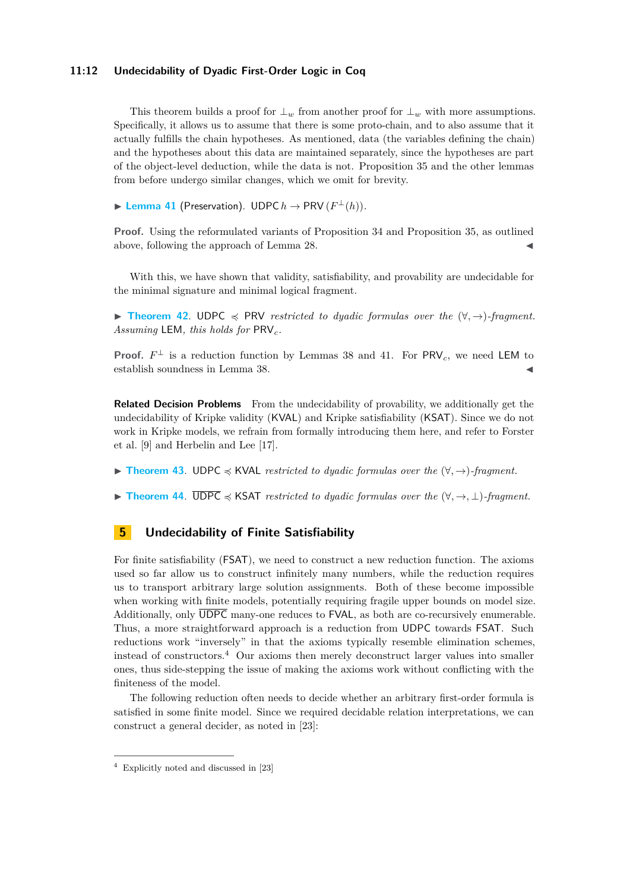This theorem builds a proof for $\bot_w$ from another proof for $\bot_w$ with more assumptions. Specifically, it allows us to assume that there is some proto-chain, and to also assume that it actually fulfills the chain hypotheses. As mentioned, data (the variables defining the chain) and the hypotheses about this data are maintained separately, since the hypotheses are part of the object-level deduction, while the data is not. Proposition 35 and the other lemmas from before undergo similar changes, which we omit for brevity.

▶ **Lemma 41** (Preservation). $\mathsf{UDPC}\, h \to \mathsf{PRV}\,(F^{\bot}(h))$.

**Proof.** Using the reformulated variants of Proposition 34 and Proposition 35, as outlined above, following the approach of Lemma 28. ◀

With this, we have shown that validity, satisfiability, and provability are undecidable for the minimal signature and minimal logical fragment.

▶ **Theorem 42.** $\mathsf{UDPC} \preccurlyeq \mathsf{PRV}$ *restricted to dyadic formulas over the* $(\forall, \to)$*-fragment. Assuming* $\mathsf{LEM}$*, this holds for* $\mathsf{PRV}_c$*.*

**Proof.** $F^{\bot}$ is a reduction function by Lemmas 38 and 41. For $\mathsf{PRV}_c$, we need $\mathsf{LEM}$ to establish soundness in Lemma 38. ◀

**Related Decision Problems** From the undecidability of provability, we additionally get the undecidability of Kripke validity (KVAL) and Kripke satisfiability (KSAT). Since we do not work in Kripke models, we refrain from formally introducing them here, and refer to Forster et al. [9] and Herbelin and Lee [17].

▶ **Theorem 43.** $\mathsf{UDPC} \preccurlyeq \mathsf{KVAL}$ *restricted to dyadic formulas over the* $(\forall, \to)$*-fragment.*

▶ **Theorem 44.** $\overline{\mathsf{UDPC}} \preccurlyeq \mathsf{KSAT}$ *restricted to dyadic formulas over the* $(\forall, \to, \bot)$*-fragment.*

## 5 Undecidability of Finite Satisfiability

For finite satisfiability (FSAT), we need to construct a new reduction function. The axioms used so far allow us to construct infinitely many numbers, while the reduction requires us to transport arbitrary large solution assignments. Both of these become impossible when working with finite models, potentially requiring fragile upper bounds on model size. Additionally, only $\overline{\mathsf{UDPC}}$ many-one reduces to FVAL, as both are co-recursively enumerable. Thus, a more straightforward approach is a reduction from UDPC towards FSAT. Such reductions work "inversely" in that the axioms typically resemble elimination schemes, instead of constructors.[4] Our axioms then merely deconstruct larger values into smaller ones, thus side-stepping the issue of making the axioms work without conflicting with the finiteness of the model.

The following reduction often needs to decide whether an arbitrary first-order formula is satisfied in some finite model. Since we required decidable relation interpretations, we can construct a general decider, as noted in [23]:

[4] Explicitly noted and discussed in [23]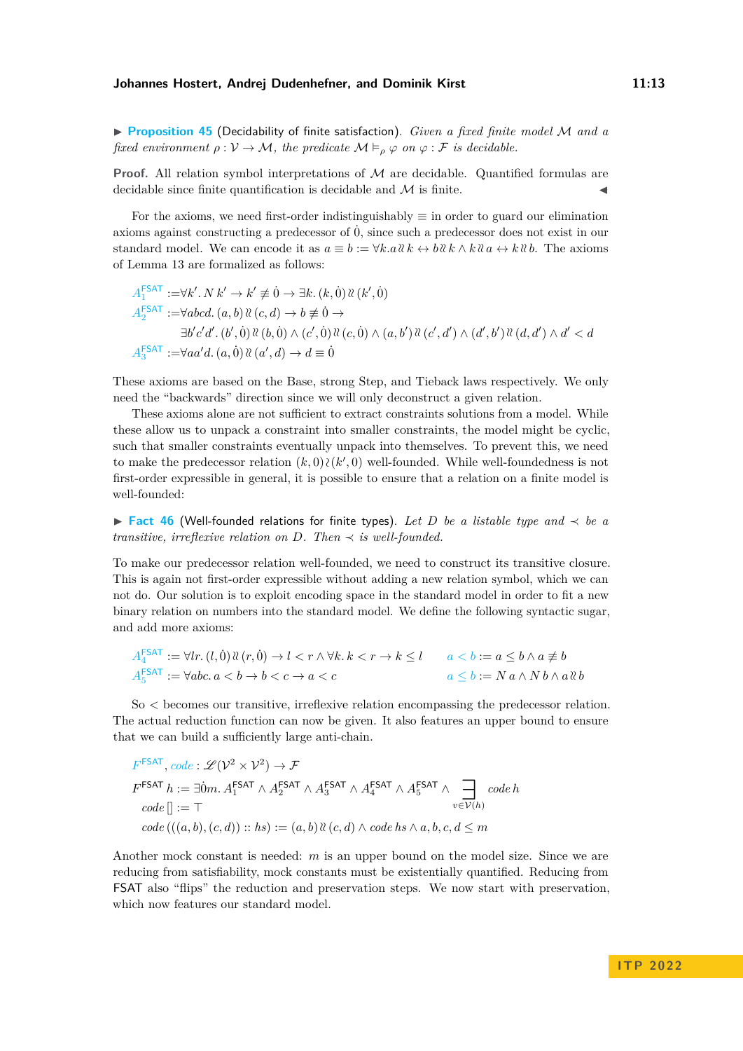▶ **Proposition 45** (Decidability of finite satisfaction). *Given a fixed finite model $\mathcal{M}$ and a fixed environment $\rho : \mathcal{V} \to \mathcal{M}$, the predicate $\mathcal{M} \vDash_\rho \varphi$ on $\varphi : \mathcal{F}$ is decidable.*

**Proof.** All relation symbol interpretations of $\mathcal{M}$ are decidable. Quantified formulas are decidable since finite quantification is decidable and $\mathcal{M}$ is finite. ◀

For the axioms, we need first-order indistinguishably $\equiv$ in order to guard our elimination axioms against constructing a predecessor of $\dot{0}$, since such a predecessor does not exist in our standard model. We can encode it as $a \equiv b := \forall k. a \wr\wr k \leftrightarrow b \wr\wr k \wedge k \wr\wr a \leftrightarrow k \wr\wr b$. The axioms of Lemma 13 are formalized as follows:

$$
\begin{aligned}
A_1^{\mathsf{FSAT}} &:= \forall k'.\, N\,k' \to k' \not\equiv \dot{0} \to \exists k.\, (k, \dot{0}) \wr\wr (k', \dot{0}) \\
A_2^{\mathsf{FSAT}} &:= \forall abcd.\, (a, b) \wr\wr (c, d) \to b \not\equiv \dot{0} \to \\
&\qquad \exists b'c'd'.\, (b', \dot{0}) \wr\wr (b, \dot{0}) \wedge (c', \dot{0}) \wr\wr (c, \dot{0}) \wedge (a, b') \wr\wr (c', d') \wedge (d', b') \wr\wr (d, d') \wedge d' < d \\
A_3^{\mathsf{FSAT}} &:= \forall aa'd.\, (a, \dot{0}) \wr\wr (a', d) \to d \equiv \dot{0}
\end{aligned}
$$

These axioms are based on the Base, strong Step, and Tieback laws respectively. We only need the "backwards" direction since we will only deconstruct a given relation.

These axioms alone are not sufficient to extract constraints solutions from a model. While these allow us to unpack a constraint into smaller constraints, the model might be cyclic, such that smaller constraints eventually unpack into themselves. To prevent this, we need to make the predecessor relation $(k, 0) \wr (k', 0)$ well-founded. While well-foundedness is not first-order expressible in general, it is possible to ensure that a relation on a finite model is well-founded:

▶ **Fact 46** (Well-founded relations for finite types). *Let $D$ be a listable type and $\prec$ be a transitive, irreflexive relation on $D$. Then $\prec$ is well-founded.*

To make our predecessor relation well-founded, we need to construct its transitive closure. This is again not first-order expressible without adding a new relation symbol, which we can not do. Our solution is to exploit encoding space in the standard model in order to fit a new binary relation on numbers into the standard model. We define the following syntactic sugar, and add more axioms:

$$
\begin{aligned}
A_4^{\mathsf{FSAT}} &:= \forall lr.\, (l, \dot{0}) \wr\wr (r, \dot{0}) \to l < r \wedge \forall k.\, k < r \to k \leq l \qquad & a < b &:= a \leq b \wedge a \not\equiv b \\
A_5^{\mathsf{FSAT}} &:= \forall abc.\, a < b \to b < c \to a < c & a \leq b &:= N\,a \wedge N\,b \wedge a \wr\wr b
\end{aligned}
$$

So $<$ becomes our transitive, irreflexive relation encompassing the predecessor relation. The actual reduction function can now be given. It also features an upper bound to ensure that we can build a sufficiently large anti-chain.

$$
\begin{aligned}
&F^{\mathsf{FSAT}}, \mathit{code} : \mathscr{L}(\mathcal{V}^2 \times \mathcal{V}^2) \to \mathcal{F} \\
&F^{\mathsf{FSAT}}\, h := \exists \dot{0} m.\, A_1^{\mathsf{FSAT}} \wedge A_2^{\mathsf{FSAT}} \wedge A_3^{\mathsf{FSAT}} \wedge A_4^{\mathsf{FSAT}} \wedge A_5^{\mathsf{FSAT}} \wedge \underset{v \in \mathcal{V}(h)}{\exists}\ \mathit{code}\, h \\
&\quad \mathit{code}\, [] := \top \\
&\quad \mathit{code}\, (((a, b), (c, d)) :: hs) := (a, b) \wr\wr (c, d) \wedge \mathit{code}\, hs \wedge a, b, c, d \leq m
\end{aligned}
$$

Another mock constant is needed: $m$ is an upper bound on the model size. Since we are reducing from satisfiability, mock constants must be existentially quantified. Reducing from FSAT also "flips" the reduction and preservation steps. We now start with preservation, which now features our standard model.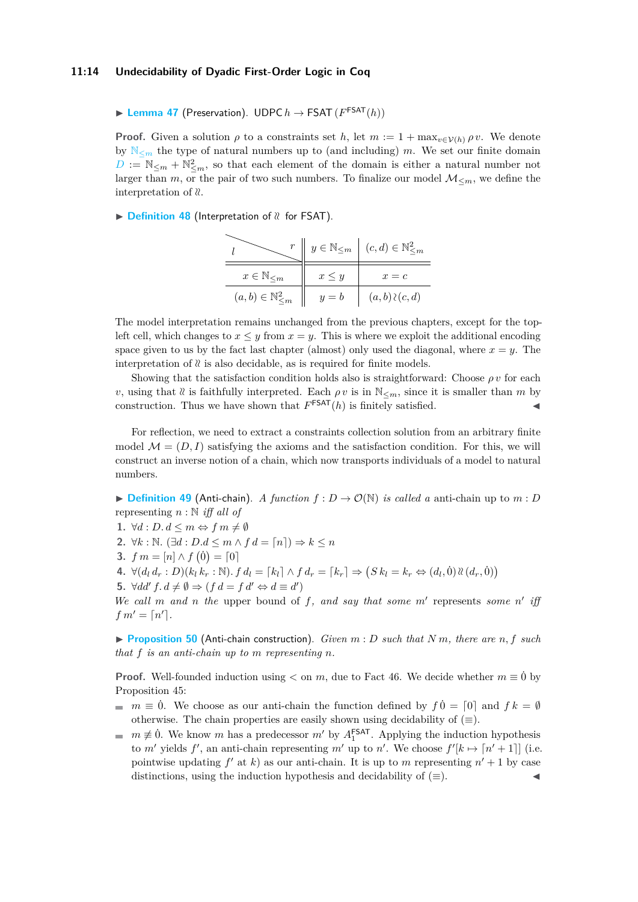▶ **Lemma 47** (Preservation). $\mathsf{UDPC}\, h \to \mathsf{FSAT}\,(F^{\mathsf{FSAT}}(h))$

**Proof.** Given a solution $\rho$ to a constraints set $h$, let $m := 1 + \max_{v \in \mathcal{V}(h)} \rho\, v$. We denote by $\mathbb{N}_{\leq m}$ the type of natural numbers up to (and including) $m$. We set our finite domain $D := \mathbb{N}_{\leq m} + \mathbb{N}^2_{\leq m}$, so that each element of the domain is either a natural number not larger than $m$, or the pair of two such numbers. To finalize our model $\mathcal{M}_{\leq m}$, we define the interpretation of $\wr\!\wr$.

▶ **Definition 48** (Interpretation of $\wr\!\wr$ for FSAT).

| $l$ \ $r$ | $y \in \mathbb{N}_{\leq m}$ | $(c, d) \in \mathbb{N}^2_{\leq m}$ |
|---|---|---|
| $x \in \mathbb{N}_{\leq m}$ | $x \leq y$ | $x = c$ |
| $(a, b) \in \mathbb{N}^2_{\leq m}$ | $y = b$ | $(a, b) \wr (c, d)$ |

The model interpretation remains unchanged from the previous chapters, except for the top-left cell, which changes to $x \leq y$ from $x = y$. This is where we exploit the additional encoding space given to us by the fact last chapter (almost) only used the diagonal, where $x = y$. The interpretation of $\wr\!\wr$ is also decidable, as is required for finite models.

Showing that the satisfaction condition holds also is straightforward: Choose $\rho\, v$ for each $v$, using that $\wr\!\wr$ is faithfully interpreted. Each $\rho\, v$ is in $\mathbb{N}_{\leq m}$, since it is smaller than $m$ by construction. Thus we have shown that $F^{\mathsf{FSAT}}(h)$ is finitely satisfied. ◀

For reflection, we need to extract a constraints collection solution from an arbitrary finite model $\mathcal{M} = (D, I)$ satisfying the axioms and the satisfaction condition. For this, we will construct an inverse notion of a chain, which now transports individuals of a model to natural numbers.

▶ **Definition 49** (Anti-chain). *A function $f : D \to \mathcal{O}(\mathbb{N})$ is called a* anti-chain up to $m : D$ *representing $n : \mathbb{N}$ iff all of*

1. $\forall d : D.\, d \leq m \Leftrightarrow f\, m \neq \emptyset$
2. $\forall k : \mathbb{N}.\, (\exists d : D. d \leq m \wedge f\, d = \lceil n \rceil) \Rightarrow k \leq n$
3. $f\, m = \lceil n \rceil \wedge f\,(\dot{0}) = \lceil 0 \rceil$
4. $\forall (d_l\, d_r : D)(k_l\, k_r : \mathbb{N}).\, f\, d_l = \lceil k_l \rceil \wedge f\, d_r = \lceil k_r \rceil \Rightarrow \big(S\, k_l = k_r \Leftrightarrow (d_l, \dot{0}) \wr\!\wr (d_r, \dot{0})\big)$
5. $\forall d d'\, f.\, d \neq \emptyset \Rightarrow (f\, d = f\, d' \Leftrightarrow d \equiv d')$

*We call $m$ and $n$ the* upper bound *of $f$, and say that some $m'$* represents *some $n'$ iff $f\, m' = \lceil n' \rceil$.*

▶ **Proposition 50** (Anti-chain construction). *Given $m : D$ such that $N\, m$, there are $n, f$ such that $f$ is an anti-chain up to $m$ representing $n$.*

**Proof.** Well-founded induction using $<$ on $m$, due to Fact 46. We decide whether $m \equiv \dot{0}$ by Proposition 45:

- $m \equiv \dot{0}$. We choose as our anti-chain the function defined by $f\,\dot{0} = \lceil 0 \rceil$ and $f\, k = \emptyset$ otherwise. The chain properties are easily shown using decidability of $(\equiv)$.
- $m \not\equiv \dot{0}$. We know $m$ has a predecessor $m'$ by $A_1^{\mathsf{FSAT}}$. Applying the induction hypothesis to $m'$ yields $f'$, an anti-chain representing $m'$ up to $n'$. We choose $f'[k \mapsto \lceil n' + 1 \rceil]$ (i.e. pointwise updating $f'$ at $k$) as our anti-chain. It is up to $m$ representing $n' + 1$ by case distinctions, using the induction hypothesis and decidability of $(\equiv)$. ◀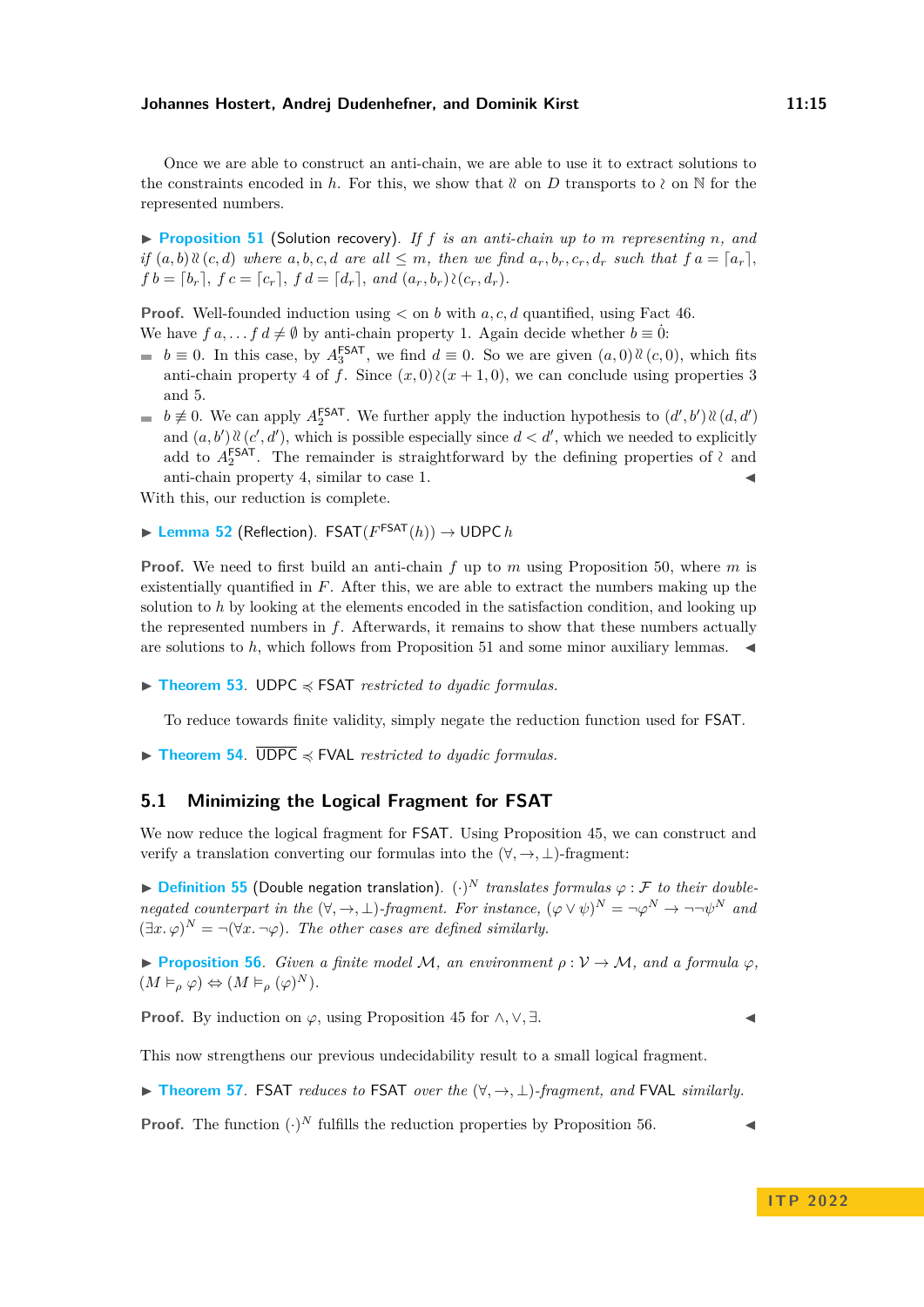Once we are able to construct an anti-chain, we are able to use it to extract solutions to the constraints encoded in $h$. For this, we show that $\wr\!\wr$ on $D$ transports to $\wr$ on $\mathbb{N}$ for the represented numbers.

▶ **Proposition 51** (Solution recovery). *If $f$ is an anti-chain up to $m$ representing $n$, and if $(a,b) \wr\!\wr (c,d)$ where $a, b, c, d$ are all $\leq m$, then we find $a_r, b_r, c_r, d_r$ such that $f\,a = \lceil a_r \rceil$, $f\,b = \lceil b_r \rceil$, $f\,c = \lceil c_r \rceil$, $f\,d = \lceil d_r \rceil$, and $(a_r, b_r) \wr (c_r, d_r)$.*

**Proof.** Well-founded induction using $<$ on $b$ with $a, c, d$ quantified, using Fact 46. We have $f\,a, \ldots f\,d \neq \emptyset$ by anti-chain property 1. Again decide whether $b \equiv \dot{0}$:

- $b \equiv 0$. In this case, by $A_3^{\mathsf{FSAT}}$, we find $d \equiv 0$. So we are given $(a, 0) \wr\!\wr (c, 0)$, which fits anti-chain property 4 of $f$. Since $(x, 0) \wr (x+1, 0)$, we can conclude using properties 3 and 5.
- $b \not\equiv 0$. We can apply $A_2^{\mathsf{FSAT}}$. We further apply the induction hypothesis to $(d', b') \wr\!\wr (d, d')$ and $(a, b') \wr\!\wr (c', d')$, which is possible especially since $d < d'$, which we needed to explicitly add to $A_2^{\mathsf{FSAT}}$. The remainder is straightforward by the defining properties of $\wr$ and anti-chain property 4, similar to case 1. ◀

With this, our reduction is complete.

▶ **Lemma 52** (Reflection). $\mathsf{FSAT}(F^{\mathsf{FSAT}}(h)) \to \mathsf{UDPC}\,h$

**Proof.** We need to first build an anti-chain $f$ up to $m$ using Proposition 50, where $m$ is existentially quantified in $F$. After this, we are able to extract the numbers making up the solution to $h$ by looking at the elements encoded in the satisfaction condition, and looking up the represented numbers in $f$. Afterwards, it remains to show that these numbers actually are solutions to $h$, which follows from Proposition 51 and some minor auxiliary lemmas. ◀

▶ **Theorem 53.** $\mathsf{UDPC} \preccurlyeq \mathsf{FSAT}$ *restricted to dyadic formulas.*

To reduce towards finite validity, simply negate the reduction function used for $\mathsf{FSAT}$.

▶ **Theorem 54.** $\overline{\mathsf{UDPC}} \preccurlyeq \mathsf{FVAL}$ *restricted to dyadic formulas.*

## 5.1 Minimizing the Logical Fragment for FSAT

We now reduce the logical fragment for $\mathsf{FSAT}$. Using Proposition 45, we can construct and verify a translation converting our formulas into the $(\forall, \to, \bot)$-fragment:

▶ **Definition 55** (Double negation translation). *$(\cdot)^N$ translates formulas $\varphi : \mathcal{F}$ to their double-negated counterpart in the $(\forall, \to, \bot)$-fragment. For instance, $(\varphi \lor \psi)^N = \neg\varphi^N \to \neg\neg\psi^N$ and $(\exists x.\, \varphi)^N = \neg(\forall x.\, \neg\varphi)$. The other cases are defined similarly.*

▶ **Proposition 56.** *Given a finite model $\mathcal{M}$, an environment $\rho : \mathcal{V} \to \mathcal{M}$, and a formula $\varphi$, $(M \vDash_\rho \varphi) \Leftrightarrow (M \vDash_\rho (\varphi)^N)$.*

**Proof.** By induction on $\varphi$, using Proposition 45 for $\land, \lor, \exists$. ◀

This now strengthens our previous undecidability result to a small logical fragment.

▶ **Theorem 57.** $\mathsf{FSAT}$ *reduces to* $\mathsf{FSAT}$ *over the $(\forall, \to, \bot)$-fragment, and* $\mathsf{FVAL}$ *similarly.*

**Proof.** The function $(\cdot)^N$ fulfills the reduction properties by Proposition 56. ◀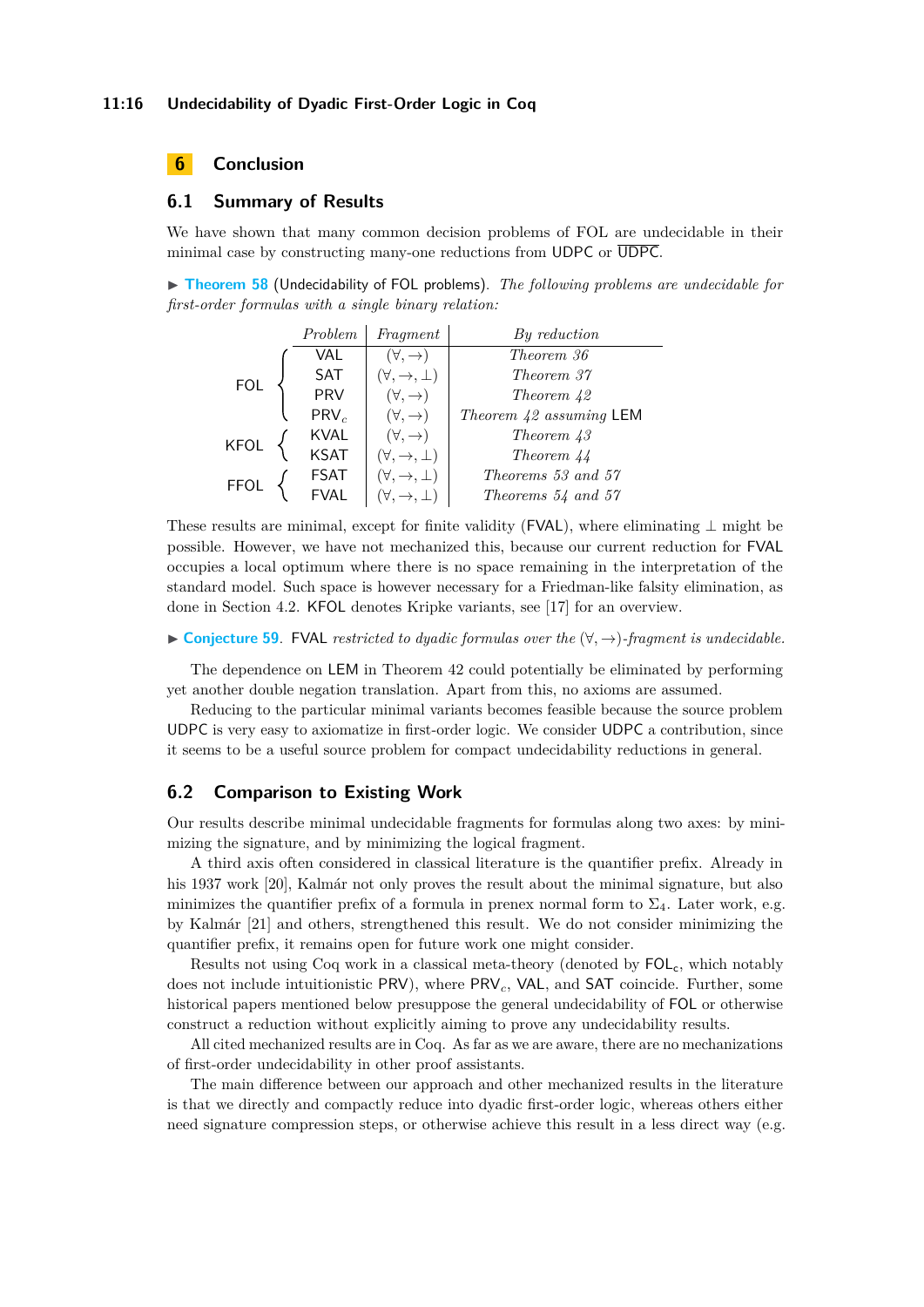## 6 Conclusion

### 6.1 Summary of Results

We have shown that many common decision problems of FOL are undecidable in their minimal case by constructing many-one reductions from UDPC or $\overline{\text{UDPC}}$.

▶ **Theorem 58** (Undecidability of FOL problems). *The following problems are undecidable for first-order formulas with a single binary relation:*

| | *Problem* | *Fragment* | *By reduction* |
|---|---|---|---|
| FOL | VAL | $(\forall, \to)$ | *Theorem 36* |
| | SAT | $(\forall, \to, \bot)$ | *Theorem 37* |
| | PRV | $(\forall, \to)$ | *Theorem 42* |
| | $\text{PRV}_c$ | $(\forall, \to)$ | *Theorem 42 assuming* LEM |
| KFOL | KVAL | $(\forall, \to)$ | *Theorem 43* |
| | KSAT | $(\forall, \to, \bot)$ | *Theorem 44* |
| FFOL | FSAT | $(\forall, \to, \bot)$ | *Theorems 53 and 57* |
| | FVAL | $(\forall, \to, \bot)$ | *Theorems 54 and 57* |

These results are minimal, except for finite validity (FVAL), where eliminating $\bot$ might be possible. However, we have not mechanized this, because our current reduction for FVAL occupies a local optimum where there is no space remaining in the interpretation of the standard model. Such space is however necessary for a Friedman-like falsity elimination, as done in Section 4.2. KFOL denotes Kripke variants, see [17] for an overview.

▶ **Conjecture 59**. FVAL *restricted to dyadic formulas over the $(\forall, \to)$-fragment is undecidable.*

The dependence on LEM in Theorem 42 could potentially be eliminated by performing yet another double negation translation. Apart from this, no axioms are assumed.

Reducing to the particular minimal variants becomes feasible because the source problem UDPC is very easy to axiomatize in first-order logic. We consider UDPC a contribution, since it seems to be a useful source problem for compact undecidability reductions in general.

### 6.2 Comparison to Existing Work

Our results describe minimal undecidable fragments for formulas along two axes: by minimizing the signature, and by minimizing the logical fragment.

A third axis often considered in classical literature is the quantifier prefix. Already in his 1937 work [20], Kalmár not only proves the result about the minimal signature, but also minimizes the quantifier prefix of a formula in prenex normal form to $\Sigma_4$. Later work, e.g. by Kalmár [21] and others, strengthened this result. We do not consider minimizing the quantifier prefix, it remains open for future work one might consider.

Results not using Coq work in a classical meta-theory (denoted by $\text{FOL}_c$, which notably does not include intuitionistic PRV), where $\text{PRV}_c$, VAL, and SAT coincide. Further, some historical papers mentioned below presuppose the general undecidability of FOL or otherwise construct a reduction without explicitly aiming to prove any undecidability results.

All cited mechanized results are in Coq. As far as we are aware, there are no mechanizations of first-order undecidability in other proof assistants.

The main difference between our approach and other mechanized results in the literature is that we directly and compactly reduce into dyadic first-order logic, whereas others either need signature compression steps, or otherwise achieve this result in a less direct way (e.g.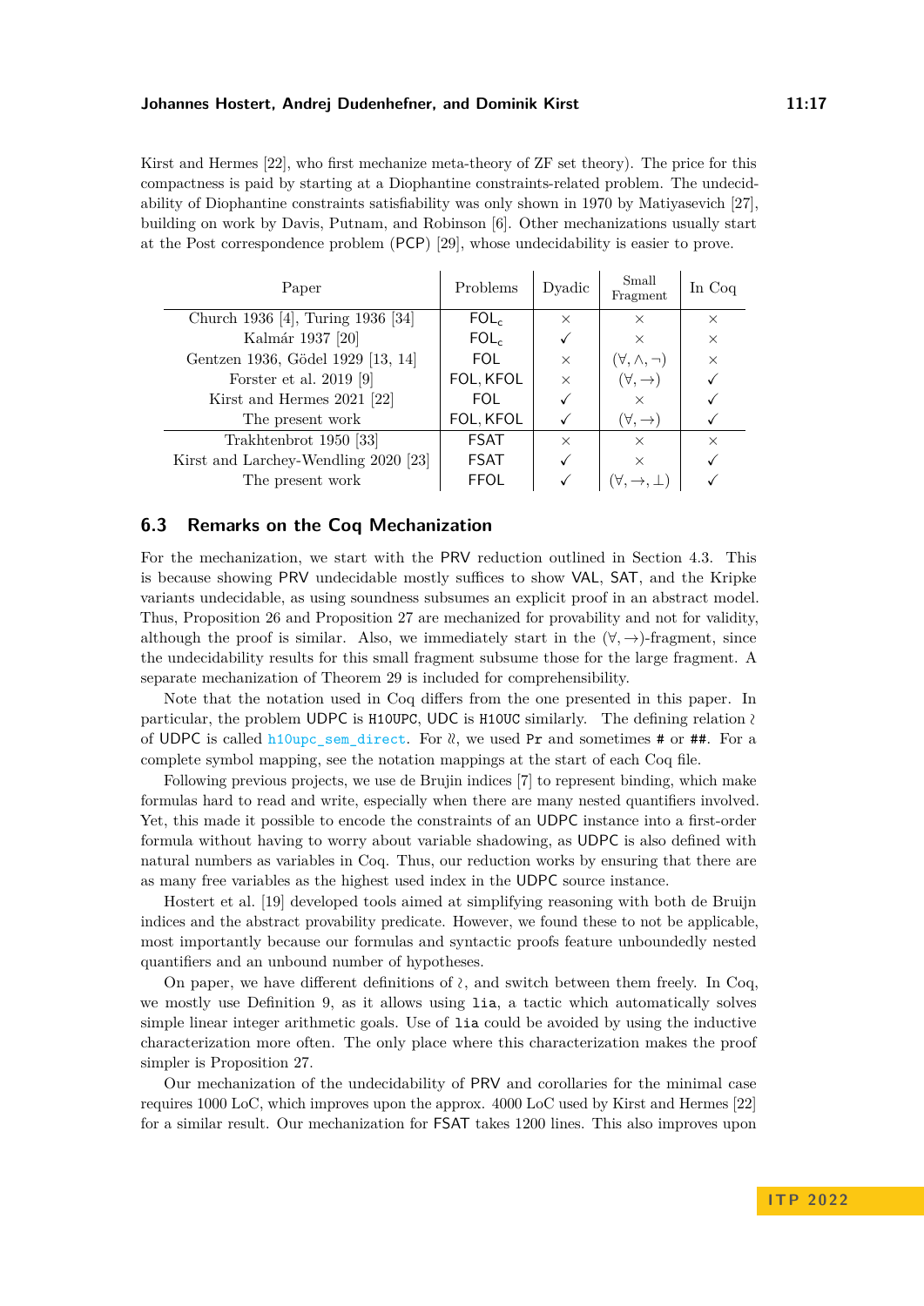Kirst and Hermes [22], who first mechanize meta-theory of ZF set theory). The price for this compactness is paid by starting at a Diophantine constraints-related problem. The undecidability of Diophantine constraints satisfiability was only shown in 1970 by Matiyasevich [27], building on work by Davis, Putnam, and Robinson [6]. Other mechanizations usually start at the Post correspondence problem (PCP) [29], whose undecidability is easier to prove.

| Paper | Problems | Dyadic | Small Fragment | In Coq |
|---|---|---|---|---|
| Church 1936 [4], Turing 1936 [34] | $\mathsf{FOL_c}$ | × | × | × |
| Kalmár 1937 [20] | $\mathsf{FOL_c}$ | ✓ | × | × |
| Gentzen 1936, Gödel 1929 [13, 14] | FOL | × | $(\forall, \wedge, \neg)$ | × |
| Forster et al. 2019 [9] | FOL, KFOL | × | $(\forall, \rightarrow)$ | ✓ |
| Kirst and Hermes 2021 [22] | FOL | ✓ | × | ✓ |
| The present work | FOL, KFOL | ✓ | $(\forall, \rightarrow)$ | ✓ |
| Trakhtenbrot 1950 [33] | FSAT | × | × | × |
| Kirst and Larchey-Wendling 2020 [23] | FSAT | ✓ | × | ✓ |
| The present work | FFOL | ✓ | $(\forall, \rightarrow, \bot)$ | ✓ |

## 6.3 Remarks on the Coq Mechanization

For the mechanization, we start with the PRV reduction outlined in Section 4.3. This is because showing PRV undecidable mostly suffices to show VAL, SAT, and the Kripke variants undecidable, as using soundness subsumes an explicit proof in an abstract model. Thus, Proposition 26 and Proposition 27 are mechanized for provability and not for validity, although the proof is similar. Also, we immediately start in the $(\forall, \rightarrow)$-fragment, since the undecidability results for this small fragment subsume those for the large fragment. A separate mechanization of Theorem 29 is included for comprehensibility.

Note that the notation used in Coq differs from the one presented in this paper. In particular, the problem UDPC is `H10UPC`, UDC is `H10UC` similarly. The defining relation $\wr$ of UDPC is called `h10upc_sem_direct`. For $\wr\wr$, we used `Pr` and sometimes `#` or `##`. For a complete symbol mapping, see the notation mappings at the start of each Coq file.

Following previous projects, we use de Brujin indices [7] to represent binding, which make formulas hard to read and write, especially when there are many nested quantifiers involved. Yet, this made it possible to encode the constraints of an UDPC instance into a first-order formula without having to worry about variable shadowing, as UDPC is also defined with natural numbers as variables in Coq. Thus, our reduction works by ensuring that there are as many free variables as the highest used index in the UDPC source instance.

Hostert et al. [19] developed tools aimed at simplifying reasoning with both de Bruijn indices and the abstract provability predicate. However, we found these to not be applicable, most importantly because our formulas and syntactic proofs feature unboundedly nested quantifiers and an unbound number of hypotheses.

On paper, we have different definitions of $\wr$, and switch between them freely. In Coq, we mostly use Definition 9, as it allows using `lia`, a tactic which automatically solves simple linear integer arithmetic goals. Use of `lia` could be avoided by using the inductive characterization more often. The only place where this characterization makes the proof simpler is Proposition 27.

Our mechanization of the undecidability of PRV and corollaries for the minimal case requires 1000 LoC, which improves upon the approx. 4000 LoC used by Kirst and Hermes [22] for a similar result. Our mechanization for FSAT takes 1200 lines. This also improves upon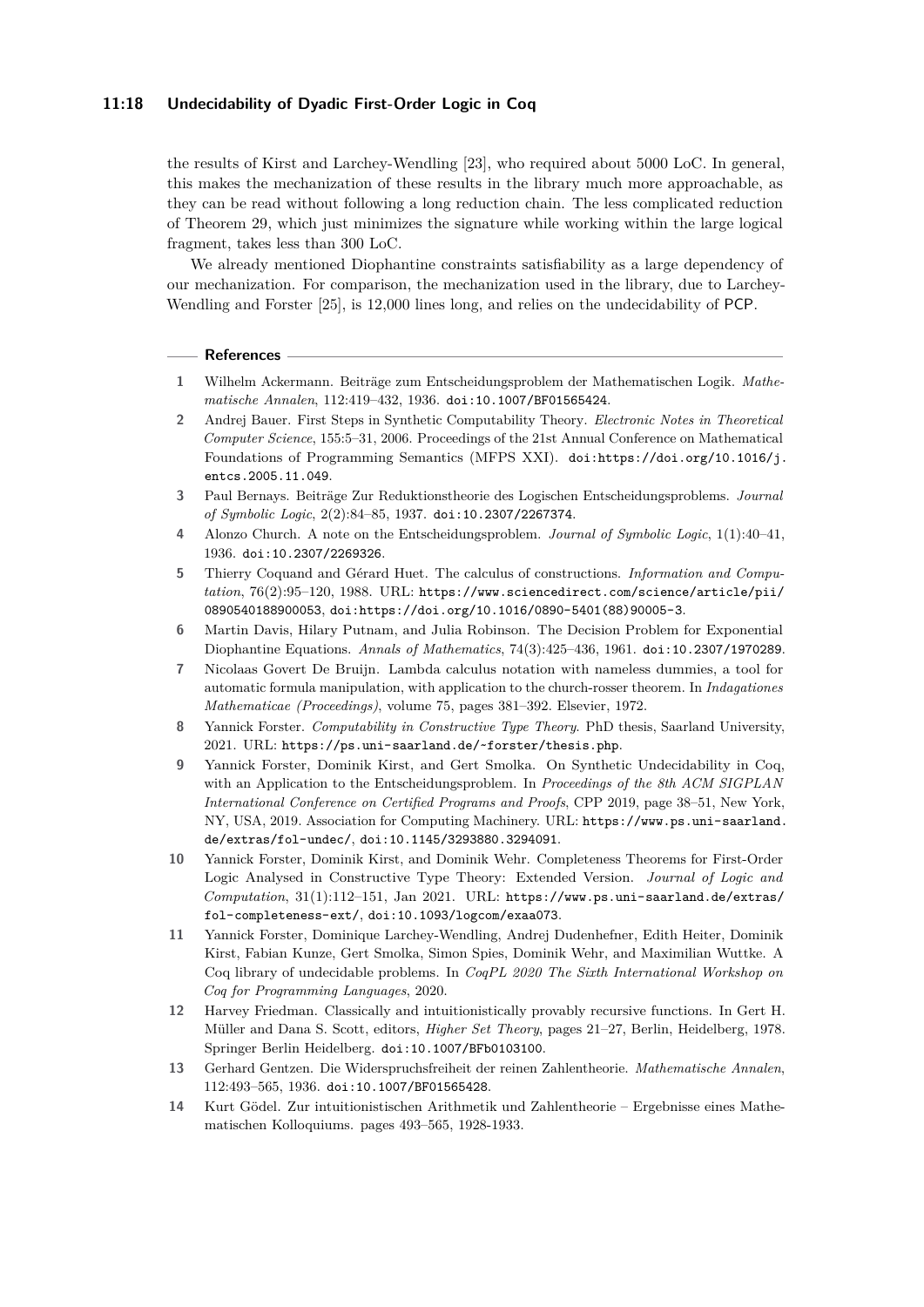the results of Kirst and Larchey-Wendling [23], who required about 5000 LoC. In general, this makes the mechanization of these results in the library much more approachable, as they can be read without following a long reduction chain. The less complicated reduction of Theorem 29, which just minimizes the signature while working within the large logical fragment, takes less than 300 LoC.

We already mentioned Diophantine constraints satisfiability as a large dependency of our mechanization. For comparison, the mechanization used in the library, due to Larchey-Wendling and Forster [25], is 12,000 lines long, and relies on the undecidability of PCP.

## References

1. Wilhelm Ackermann. Beiträge zum Entscheidungsproblem der Mathematischen Logik. *Mathematische Annalen*, 112:419–432, 1936. doi:10.1007/BF01565424.
2. Andrej Bauer. First Steps in Synthetic Computability Theory. *Electronic Notes in Theoretical Computer Science*, 155:5–31, 2006. Proceedings of the 21st Annual Conference on Mathematical Foundations of Programming Semantics (MFPS XXI). doi:https://doi.org/10.1016/j.entcs.2005.11.049.
3. Paul Bernays. Beiträge Zur Reduktionstheorie des Logischen Entscheidungsproblems. *Journal of Symbolic Logic*, 2(2):84–85, 1937. doi:10.2307/2267374.
4. Alonzo Church. A note on the Entscheidungsproblem. *Journal of Symbolic Logic*, 1(1):40–41, 1936. doi:10.2307/2269326.
5. Thierry Coquand and Gérard Huet. The calculus of constructions. *Information and Computation*, 76(2):95–120, 1988. URL: https://www.sciencedirect.com/science/article/pii/0890540188900053, doi:https://doi.org/10.1016/0890-5401(88)90005-3.
6. Martin Davis, Hilary Putnam, and Julia Robinson. The Decision Problem for Exponential Diophantine Equations. *Annals of Mathematics*, 74(3):425–436, 1961. doi:10.2307/1970289.
7. Nicolaas Govert De Bruijn. Lambda calculus notation with nameless dummies, a tool for automatic formula manipulation, with application to the church-rosser theorem. In *Indagationes Mathematicae (Proceedings)*, volume 75, pages 381–392. Elsevier, 1972.
8. Yannick Forster. *Computability in Constructive Type Theory*. PhD thesis, Saarland University, 2021. URL: https://ps.uni-saarland.de/~forster/thesis.php.
9. Yannick Forster, Dominik Kirst, and Gert Smolka. On Synthetic Undecidability in Coq, with an Application to the Entscheidungsproblem. In *Proceedings of the 8th ACM SIGPLAN International Conference on Certified Programs and Proofs*, CPP 2019, page 38–51, New York, NY, USA, 2019. Association for Computing Machinery. URL: https://www.ps.uni-saarland.de/extras/fol-undec/, doi:10.1145/3293880.3294091.
10. Yannick Forster, Dominik Kirst, and Dominik Wehr. Completeness Theorems for First-Order Logic Analysed in Constructive Type Theory: Extended Version. *Journal of Logic and Computation*, 31(1):112–151, Jan 2021. URL: https://www.ps.uni-saarland.de/extras/fol-completeness-ext/, doi:10.1093/logcom/exaa073.
11. Yannick Forster, Dominique Larchey-Wendling, Andrej Dudenhefner, Edith Heiter, Dominik Kirst, Fabian Kunze, Gert Smolka, Simon Spies, Dominik Wehr, and Maximilian Wuttke. A Coq library of undecidable problems. In *CoqPL 2020 The Sixth International Workshop on Coq for Programming Languages*, 2020.
12. Harvey Friedman. Classically and intuitionistically provably recursive functions. In Gert H. Müller and Dana S. Scott, editors, *Higher Set Theory*, pages 21–27, Berlin, Heidelberg, 1978. Springer Berlin Heidelberg. doi:10.1007/BFb0103100.
13. Gerhard Gentzen. Die Widerspruchsfreiheit der reinen Zahlentheorie. *Mathematische Annalen*, 112:493–565, 1936. doi:10.1007/BF01565428.
14. Kurt Gödel. Zur intuitionistischen Arithmetik und Zahlentheorie – Ergebnisse eines Mathematischen Kolloquiums. pages 493–565, 1928-1933.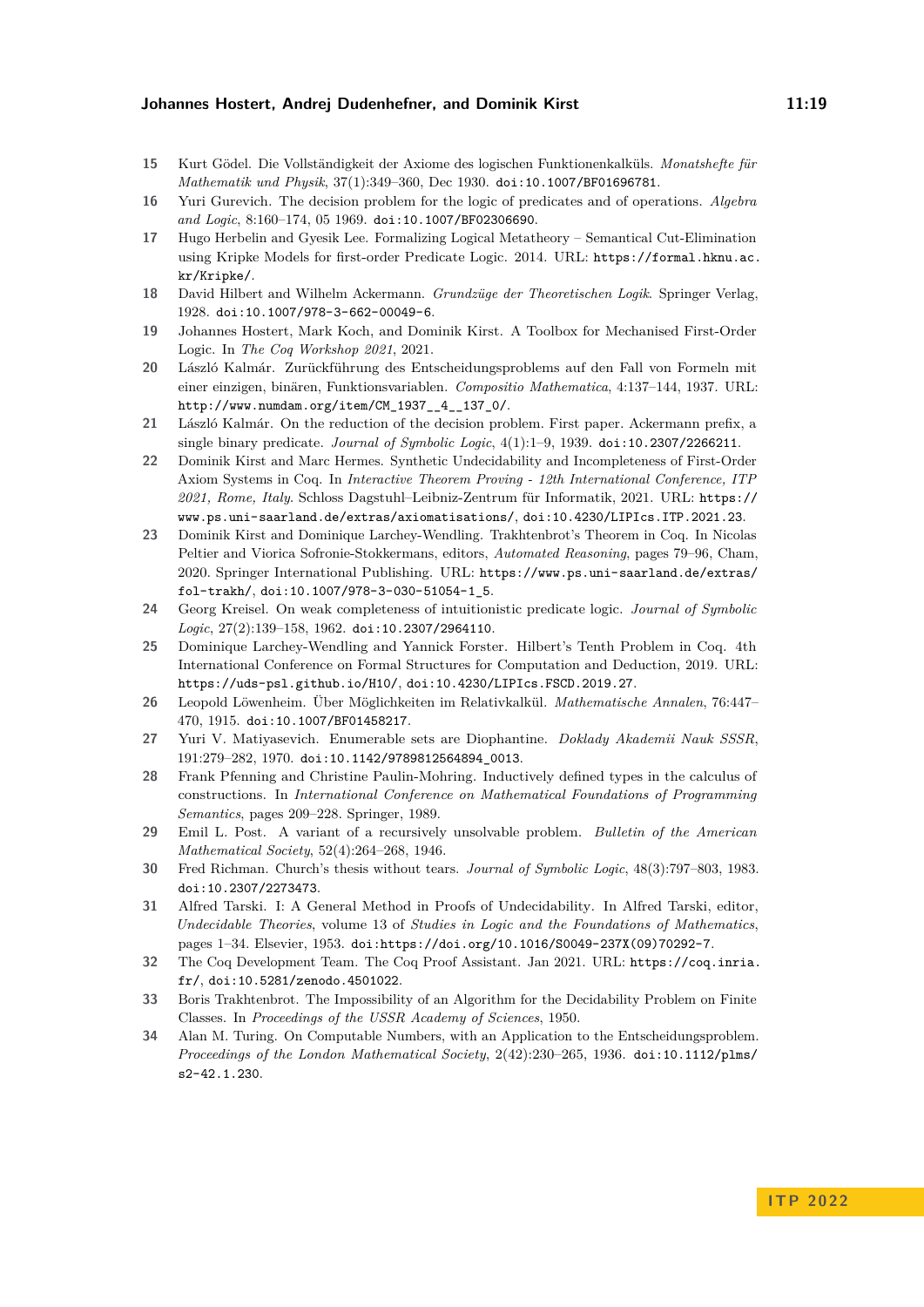15 Kurt Gödel. Die Vollständigkeit der Axiome des logischen Funktionenkalküls. *Monatshefte für Mathematik und Physik*, 37(1):349–360, Dec 1930. doi:10.1007/BF01696781.

16 Yuri Gurevich. The decision problem for the logic of predicates and of operations. *Algebra and Logic*, 8:160–174, 05 1969. doi:10.1007/BF02306690.

17 Hugo Herbelin and Gyesik Lee. Formalizing Logical Metatheory – Semantical Cut-Elimination using Kripke Models for first-order Predicate Logic. 2014. URL: https://formal.hknu.ac.kr/Kripke/.

18 David Hilbert and Wilhelm Ackermann. *Grundzüge der Theoretischen Logik*. Springer Verlag, 1928. doi:10.1007/978-3-662-00049-6.

19 Johannes Hostert, Mark Koch, and Dominik Kirst. A Toolbox for Mechanised First-Order Logic. In *The Coq Workshop 2021*, 2021.

20 László Kalmár. Zurückführung des Entscheidungsproblems auf den Fall von Formeln mit einer einzigen, binären, Funktionsvariablen. *Compositio Mathematica*, 4:137–144, 1937. URL: http://www.numdam.org/item/CM_1937__4__137_0/.

21 László Kalmár. On the reduction of the decision problem. First paper. Ackermann prefix, a single binary predicate. *Journal of Symbolic Logic*, 4(1):1–9, 1939. doi:10.2307/2266211.

22 Dominik Kirst and Marc Hermes. Synthetic Undecidability and Incompleteness of First-Order Axiom Systems in Coq. In *Interactive Theorem Proving - 12th International Conference, ITP 2021, Rome, Italy*. Schloss Dagstuhl–Leibniz-Zentrum für Informatik, 2021. URL: https://www.ps.uni-saarland.de/extras/axiomatisations/, doi:10.4230/LIPIcs.ITP.2021.23.

23 Dominik Kirst and Dominique Larchey-Wendling. Trakhtenbrot's Theorem in Coq. In Nicolas Peltier and Viorica Sofronie-Stokkermans, editors, *Automated Reasoning*, pages 79–96, Cham, 2020. Springer International Publishing. URL: https://www.ps.uni-saarland.de/extras/fol-trakh/, doi:10.1007/978-3-030-51054-1_5.

24 Georg Kreisel. On weak completeness of intuitionistic predicate logic. *Journal of Symbolic Logic*, 27(2):139–158, 1962. doi:10.2307/2964110.

25 Dominique Larchey-Wendling and Yannick Forster. Hilbert's Tenth Problem in Coq. 4th International Conference on Formal Structures for Computation and Deduction, 2019. URL: https://uds-psl.github.io/H10/, doi:10.4230/LIPIcs.FSCD.2019.27.

26 Leopold Löwenheim. Über Möglichkeiten im Relativkalkül. *Mathematische Annalen*, 76:447–470, 1915. doi:10.1007/BF01458217.

27 Yuri V. Matiyasevich. Enumerable sets are Diophantine. *Doklady Akademii Nauk SSSR*, 191:279–282, 1970. doi:10.1142/9789812564894_0013.

28 Frank Pfenning and Christine Paulin-Mohring. Inductively defined types in the calculus of constructions. In *International Conference on Mathematical Foundations of Programming Semantics*, pages 209–228. Springer, 1989.

29 Emil L. Post. A variant of a recursively unsolvable problem. *Bulletin of the American Mathematical Society*, 52(4):264–268, 1946.

30 Fred Richman. Church's thesis without tears. *Journal of Symbolic Logic*, 48(3):797–803, 1983. doi:10.2307/2273473.

31 Alfred Tarski. I: A General Method in Proofs of Undecidability. In Alfred Tarski, editor, *Undecidable Theories*, volume 13 of *Studies in Logic and the Foundations of Mathematics*, pages 1–34. Elsevier, 1953. doi:https://doi.org/10.1016/S0049-237X(09)70292-7.

32 The Coq Development Team. The Coq Proof Assistant. Jan 2021. URL: https://coq.inria.fr/, doi:10.5281/zenodo.4501022.

33 Boris Trakhtenbrot. The Impossibility of an Algorithm for the Decidability Problem on Finite Classes. In *Proceedings of the USSR Academy of Sciences*, 1950.

34 Alan M. Turing. On Computable Numbers, with an Application to the Entscheidungsproblem. *Proceedings of the London Mathematical Society*, 2(42):230–265, 1936. doi:10.1112/plms/s2-42.1.230.